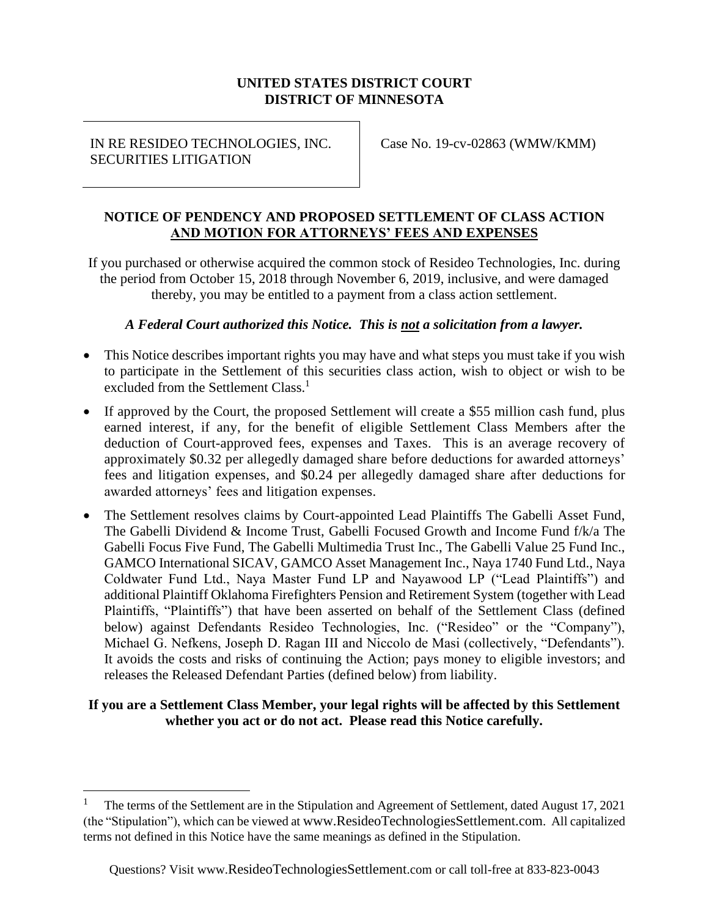**UNITED STATES DISTRICT COURT**
**DISTRICT OF MINNESOTA**

| IN RE RESIDEO TECHNOLOGIES, INC. SECURITIES LITIGATION | Case No. 19-cv-02863 (WMW/KMM) |
| --- | --- |

# NOTICE OF PENDENCY AND PROPOSED SETTLEMENT OF CLASS ACTION AND MOTION FOR ATTORNEYS' FEES AND EXPENSES

If you purchased or otherwise acquired the common stock of Resideo Technologies, Inc. during the period from October 15, 2018 through November 6, 2019, inclusive, and were damaged thereby, you may be entitled to a payment from a class action settlement.

***A Federal Court authorized this Notice. This is not a solicitation from a lawyer.***

- This Notice describes important rights you may have and what steps you must take if you wish to participate in the Settlement of this securities class action, wish to object or wish to be excluded from the Settlement Class.[1]
- If approved by the Court, the proposed Settlement will create a $55 million cash fund, plus earned interest, if any, for the benefit of eligible Settlement Class Members after the deduction of Court-approved fees, expenses and Taxes. This is an average recovery of approximately $0.32 per allegedly damaged share before deductions for awarded attorneys' fees and litigation expenses, and $0.24 per allegedly damaged share after deductions for awarded attorneys' fees and litigation expenses.
- The Settlement resolves claims by Court-appointed Lead Plaintiffs The Gabelli Asset Fund, The Gabelli Dividend & Income Trust, Gabelli Focused Growth and Income Fund f/k/a The Gabelli Focus Five Fund, The Gabelli Multimedia Trust Inc., The Gabelli Value 25 Fund Inc., GAMCO International SICAV, GAMCO Asset Management Inc., Naya 1740 Fund Ltd., Naya Coldwater Fund Ltd., Naya Master Fund LP and Nayawood LP ("Lead Plaintiffs") and additional Plaintiff Oklahoma Firefighters Pension and Retirement System (together with Lead Plaintiffs, "Plaintiffs") that have been asserted on behalf of the Settlement Class (defined below) against Defendants Resideo Technologies, Inc. ("Resideo" or the "Company"), Michael G. Nefkens, Joseph D. Ragan III and Niccolo de Masi (collectively, "Defendants"). It avoids the costs and risks of continuing the Action; pays money to eligible investors; and releases the Released Defendant Parties (defined below) from liability.

**If you are a Settlement Class Member, your legal rights will be affected by this Settlement whether you act or do not act. Please read this Notice carefully.**

[1] The terms of the Settlement are in the Stipulation and Agreement of Settlement, dated August 17, 2021 (the "Stipulation"), which can be viewed at www.ResideoTechnologiesSettlement.com. All capitalized terms not defined in this Notice have the same meanings as defined in the Stipulation.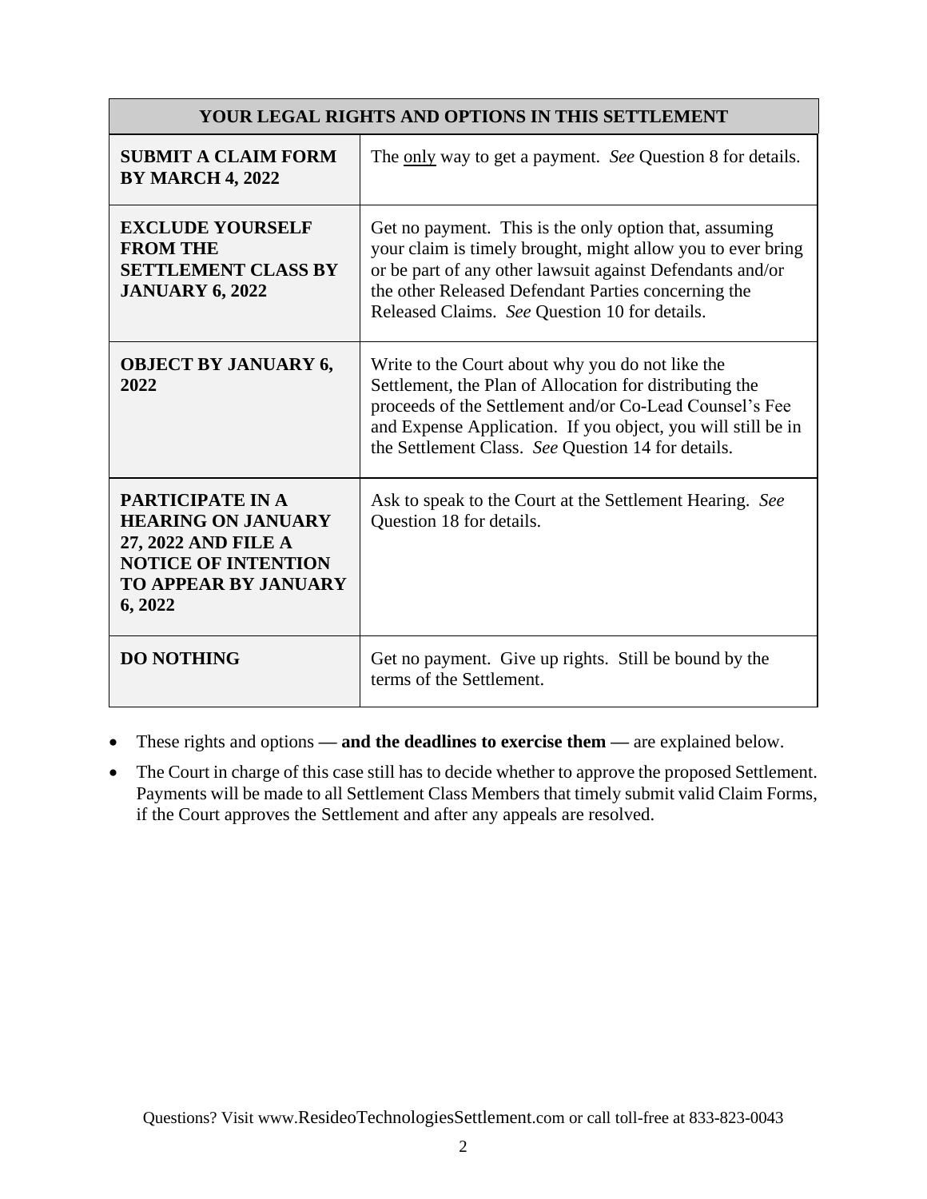| YOUR LEGAL RIGHTS AND OPTIONS IN THIS SETTLEMENT | |
|---|---|
| **SUBMIT A CLAIM FORM BY MARCH 4, 2022** | The <u>only</u> way to get a payment. *See* Question 8 for details. |
| **EXCLUDE YOURSELF FROM THE SETTLEMENT CLASS BY JANUARY 6, 2022** | Get no payment. This is the only option that, assuming your claim is timely brought, might allow you to ever bring or be part of any other lawsuit against Defendants and/or the other Released Defendant Parties concerning the Released Claims. *See* Question 10 for details. |
| **OBJECT BY JANUARY 6, 2022** | Write to the Court about why you do not like the Settlement, the Plan of Allocation for distributing the proceeds of the Settlement and/or Co-Lead Counsel's Fee and Expense Application. If you object, you will still be in the Settlement Class. *See* Question 14 for details. |
| **PARTICIPATE IN A HEARING ON JANUARY 27, 2022 AND FILE A NOTICE OF INTENTION TO APPEAR BY JANUARY 6, 2022** | Ask to speak to the Court at the Settlement Hearing. *See* Question 18 for details. |
| **DO NOTHING** | Get no payment. Give up rights. Still be bound by the terms of the Settlement. |

- These rights and options **— and the deadlines to exercise them —** are explained below.
- The Court in charge of this case still has to decide whether to approve the proposed Settlement. Payments will be made to all Settlement Class Members that timely submit valid Claim Forms, if the Court approves the Settlement and after any appeals are resolved.

Questions? Visit www.ResideoTechnologiesSettlement.com or call toll-free at 833-823-0043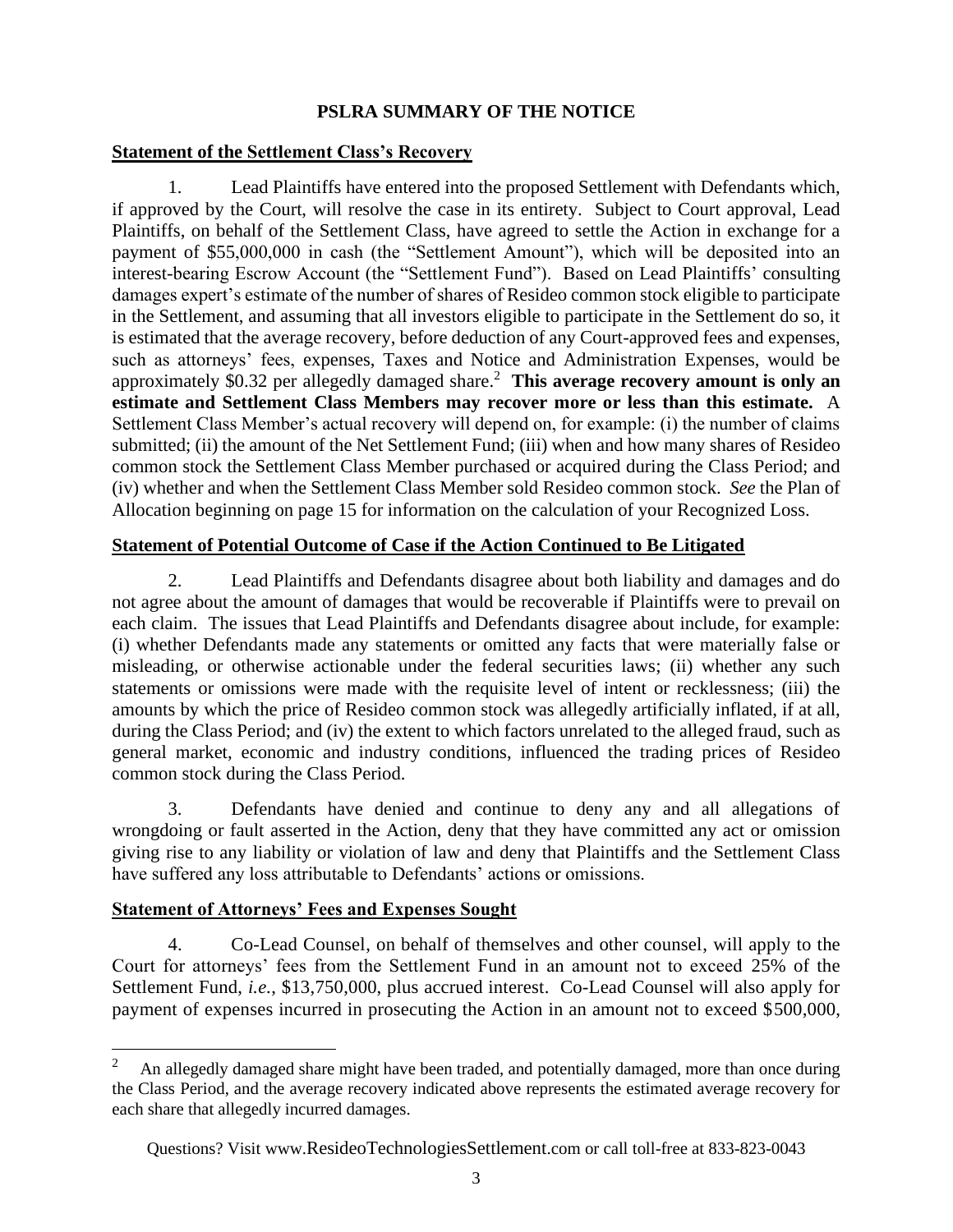# PSLRA SUMMARY OF THE NOTICE

**Statement of the Settlement Class's Recovery**

1. Lead Plaintiffs have entered into the proposed Settlement with Defendants which, if approved by the Court, will resolve the case in its entirety. Subject to Court approval, Lead Plaintiffs, on behalf of the Settlement Class, have agreed to settle the Action in exchange for a payment of $55,000,000 in cash (the "Settlement Amount"), which will be deposited into an interest-bearing Escrow Account (the "Settlement Fund"). Based on Lead Plaintiffs' consulting damages expert's estimate of the number of shares of Resideo common stock eligible to participate in the Settlement, and assuming that all investors eligible to participate in the Settlement do so, it is estimated that the average recovery, before deduction of any Court-approved fees and expenses, such as attorneys' fees, expenses, Taxes and Notice and Administration Expenses, would be approximately $0.32 per allegedly damaged share.[2] **This average recovery amount is only an estimate and Settlement Class Members may recover more or less than this estimate.** A Settlement Class Member's actual recovery will depend on, for example: (i) the number of claims submitted; (ii) the amount of the Net Settlement Fund; (iii) when and how many shares of Resideo common stock the Settlement Class Member purchased or acquired during the Class Period; and (iv) whether and when the Settlement Class Member sold Resideo common stock. *See* the Plan of Allocation beginning on page 15 for information on the calculation of your Recognized Loss.

**Statement of Potential Outcome of Case if the Action Continued to Be Litigated**

2. Lead Plaintiffs and Defendants disagree about both liability and damages and do not agree about the amount of damages that would be recoverable if Plaintiffs were to prevail on each claim. The issues that Lead Plaintiffs and Defendants disagree about include, for example: (i) whether Defendants made any statements or omitted any facts that were materially false or misleading, or otherwise actionable under the federal securities laws; (ii) whether any such statements or omissions were made with the requisite level of intent or recklessness; (iii) the amounts by which the price of Resideo common stock was allegedly artificially inflated, if at all, during the Class Period; and (iv) the extent to which factors unrelated to the alleged fraud, such as general market, economic and industry conditions, influenced the trading prices of Resideo common stock during the Class Period.

3. Defendants have denied and continue to deny any and all allegations of wrongdoing or fault asserted in the Action, deny that they have committed any act or omission giving rise to any liability or violation of law and deny that Plaintiffs and the Settlement Class have suffered any loss attributable to Defendants' actions or omissions.

**Statement of Attorneys' Fees and Expenses Sought**

4. Co-Lead Counsel, on behalf of themselves and other counsel, will apply to the Court for attorneys' fees from the Settlement Fund in an amount not to exceed 25% of the Settlement Fund, *i.e.*, $13,750,000, plus accrued interest. Co-Lead Counsel will also apply for payment of expenses incurred in prosecuting the Action in an amount not to exceed $500,000,

---

[2] An allegedly damaged share might have been traded, and potentially damaged, more than once during the Class Period, and the average recovery indicated above represents the estimated average recovery for each share that allegedly incurred damages.

Questions? Visit www.ResideoTechnologiesSettlement.com or call toll-free at 833-823-0043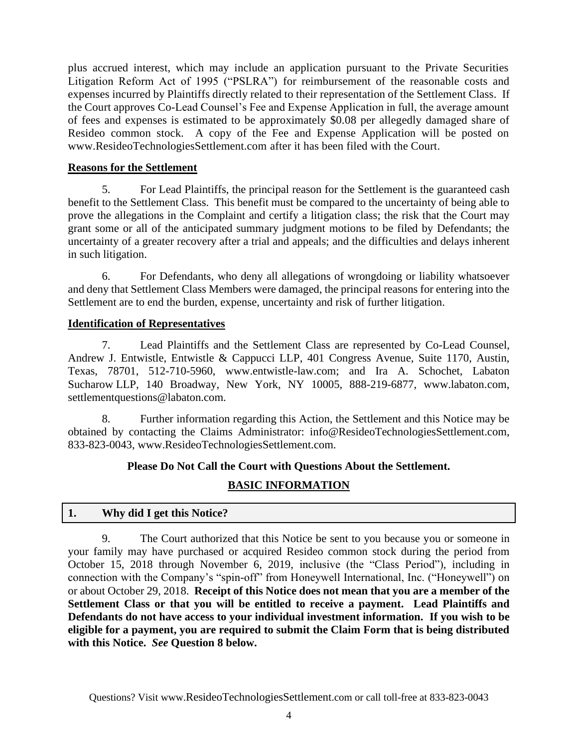plus accrued interest, which may include an application pursuant to the Private Securities Litigation Reform Act of 1995 ("PSLRA") for reimbursement of the reasonable costs and expenses incurred by Plaintiffs directly related to their representation of the Settlement Class. If the Court approves Co-Lead Counsel's Fee and Expense Application in full, the average amount of fees and expenses is estimated to be approximately $0.08 per allegedly damaged share of Resideo common stock. A copy of the Fee and Expense Application will be posted on www.ResideoTechnologiesSettlement.com after it has been filed with the Court.

**Reasons for the Settlement**

5. For Lead Plaintiffs, the principal reason for the Settlement is the guaranteed cash benefit to the Settlement Class. This benefit must be compared to the uncertainty of being able to prove the allegations in the Complaint and certify a litigation class; the risk that the Court may grant some or all of the anticipated summary judgment motions to be filed by Defendants; the uncertainty of a greater recovery after a trial and appeals; and the difficulties and delays inherent in such litigation.

6. For Defendants, who deny all allegations of wrongdoing or liability whatsoever and deny that Settlement Class Members were damaged, the principal reasons for entering into the Settlement are to end the burden, expense, uncertainty and risk of further litigation.

**Identification of Representatives**

7. Lead Plaintiffs and the Settlement Class are represented by Co-Lead Counsel, Andrew J. Entwistle, Entwistle & Cappucci LLP, 401 Congress Avenue, Suite 1170, Austin, Texas, 78701, 512-710-5960, www.entwistle-law.com; and Ira A. Schochet, Labaton Sucharow LLP, 140 Broadway, New York, NY 10005, 888-219-6877, www.labaton.com, settlementquestions@labaton.com.

8. Further information regarding this Action, the Settlement and this Notice may be obtained by contacting the Claims Administrator: info@ResideoTechnologiesSettlement.com, 833-823-0043, www.ResideoTechnologiesSettlement.com.

**Please Do Not Call the Court with Questions About the Settlement.**

## BASIC INFORMATION

### 1. Why did I get this Notice?

9. The Court authorized that this Notice be sent to you because you or someone in your family may have purchased or acquired Resideo common stock during the period from October 15, 2018 through November 6, 2019, inclusive (the "Class Period"), including in connection with the Company's "spin-off" from Honeywell International, Inc. ("Honeywell") on or about October 29, 2018. **Receipt of this Notice does not mean that you are a member of the Settlement Class or that you will be entitled to receive a payment. Lead Plaintiffs and Defendants do not have access to your individual investment information. If you wish to be eligible for a payment, you are required to submit the Claim Form that is being distributed with this Notice. *See* Question 8 below.**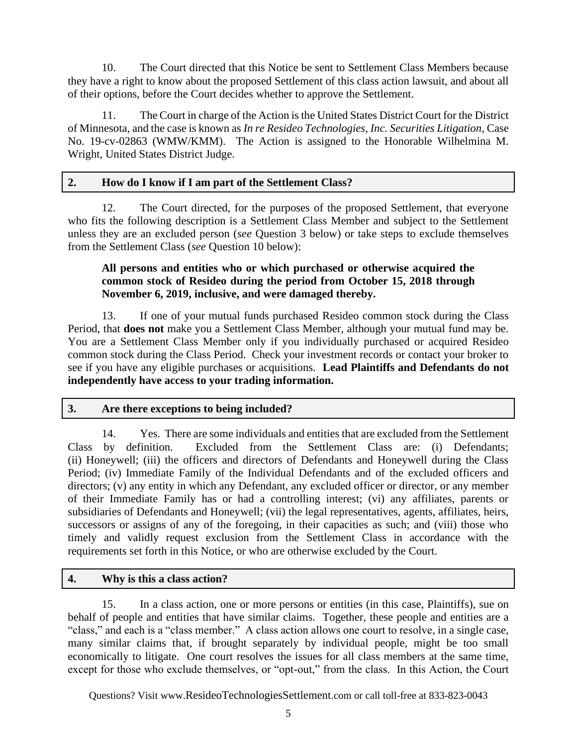10. The Court directed that this Notice be sent to Settlement Class Members because they have a right to know about the proposed Settlement of this class action lawsuit, and about all of their options, before the Court decides whether to approve the Settlement.

11. The Court in charge of the Action is the United States District Court for the District of Minnesota, and the case is known as *In re Resideo Technologies, Inc. Securities Litigation*, Case No. 19-cv-02863 (WMW/KMM). The Action is assigned to the Honorable Wilhelmina M. Wright, United States District Judge.

## 2. How do I know if I am part of the Settlement Class?

12. The Court directed, for the purposes of the proposed Settlement, that everyone who fits the following description is a Settlement Class Member and subject to the Settlement unless they are an excluded person (*see* Question 3 below) or take steps to exclude themselves from the Settlement Class (*see* Question 10 below):

> **All persons and entities who or which purchased or otherwise acquired the common stock of Resideo during the period from October 15, 2018 through November 6, 2019, inclusive, and were damaged thereby.**

13. If one of your mutual funds purchased Resideo common stock during the Class Period, that **does not** make you a Settlement Class Member, although your mutual fund may be. You are a Settlement Class Member only if you individually purchased or acquired Resideo common stock during the Class Period. Check your investment records or contact your broker to see if you have any eligible purchases or acquisitions. **Lead Plaintiffs and Defendants do not independently have access to your trading information.**

## 3. Are there exceptions to being included?

14. Yes. There are some individuals and entities that are excluded from the Settlement Class by definition. Excluded from the Settlement Class are: (i) Defendants; (ii) Honeywell; (iii) the officers and directors of Defendants and Honeywell during the Class Period; (iv) Immediate Family of the Individual Defendants and of the excluded officers and directors; (v) any entity in which any Defendant, any excluded officer or director, or any member of their Immediate Family has or had a controlling interest; (vi) any affiliates, parents or subsidiaries of Defendants and Honeywell; (vii) the legal representatives, agents, affiliates, heirs, successors or assigns of any of the foregoing, in their capacities as such; and (viii) those who timely and validly request exclusion from the Settlement Class in accordance with the requirements set forth in this Notice, or who are otherwise excluded by the Court.

## 4. Why is this a class action?

15. In a class action, one or more persons or entities (in this case, Plaintiffs), sue on behalf of people and entities that have similar claims. Together, these people and entities are a "class," and each is a "class member." A class action allows one court to resolve, in a single case, many similar claims that, if brought separately by individual people, might be too small economically to litigate. One court resolves the issues for all class members at the same time, except for those who exclude themselves, or "opt-out," from the class. In this Action, the Court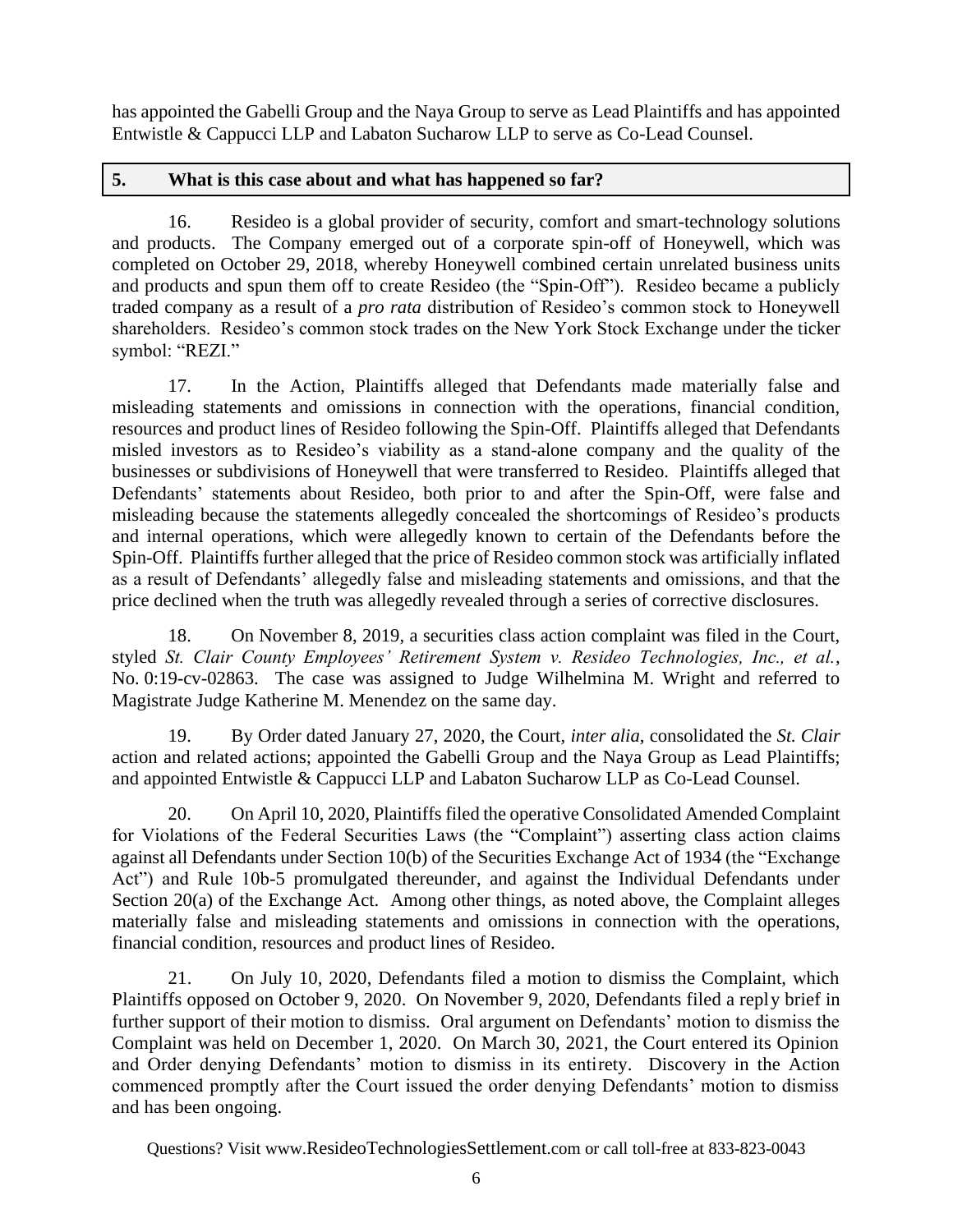has appointed the Gabelli Group and the Naya Group to serve as Lead Plaintiffs and has appointed Entwistle & Cappucci LLP and Labaton Sucharow LLP to serve as Co-Lead Counsel.

## 5. What is this case about and what has happened so far?

16. Resideo is a global provider of security, comfort and smart-technology solutions and products. The Company emerged out of a corporate spin-off of Honeywell, which was completed on October 29, 2018, whereby Honeywell combined certain unrelated business units and products and spun them off to create Resideo (the "Spin-Off"). Resideo became a publicly traded company as a result of a *pro rata* distribution of Resideo's common stock to Honeywell shareholders. Resideo's common stock trades on the New York Stock Exchange under the ticker symbol: "REZI."

17. In the Action, Plaintiffs alleged that Defendants made materially false and misleading statements and omissions in connection with the operations, financial condition, resources and product lines of Resideo following the Spin-Off. Plaintiffs alleged that Defendants misled investors as to Resideo's viability as a stand-alone company and the quality of the businesses or subdivisions of Honeywell that were transferred to Resideo. Plaintiffs alleged that Defendants' statements about Resideo, both prior to and after the Spin-Off, were false and misleading because the statements allegedly concealed the shortcomings of Resideo's products and internal operations, which were allegedly known to certain of the Defendants before the Spin-Off. Plaintiffs further alleged that the price of Resideo common stock was artificially inflated as a result of Defendants' allegedly false and misleading statements and omissions, and that the price declined when the truth was allegedly revealed through a series of corrective disclosures.

18. On November 8, 2019, a securities class action complaint was filed in the Court, styled *St. Clair County Employees' Retirement System v. Resideo Technologies, Inc., et al.*, No. 0:19-cv-02863. The case was assigned to Judge Wilhelmina M. Wright and referred to Magistrate Judge Katherine M. Menendez on the same day.

19. By Order dated January 27, 2020, the Court, *inter alia*, consolidated the *St. Clair* action and related actions; appointed the Gabelli Group and the Naya Group as Lead Plaintiffs; and appointed Entwistle & Cappucci LLP and Labaton Sucharow LLP as Co-Lead Counsel.

20. On April 10, 2020, Plaintiffs filed the operative Consolidated Amended Complaint for Violations of the Federal Securities Laws (the "Complaint") asserting class action claims against all Defendants under Section 10(b) of the Securities Exchange Act of 1934 (the "Exchange Act") and Rule 10b-5 promulgated thereunder, and against the Individual Defendants under Section 20(a) of the Exchange Act. Among other things, as noted above, the Complaint alleges materially false and misleading statements and omissions in connection with the operations, financial condition, resources and product lines of Resideo.

21. On July 10, 2020, Defendants filed a motion to dismiss the Complaint, which Plaintiffs opposed on October 9, 2020. On November 9, 2020, Defendants filed a reply brief in further support of their motion to dismiss. Oral argument on Defendants' motion to dismiss the Complaint was held on December 1, 2020. On March 30, 2021, the Court entered its Opinion and Order denying Defendants' motion to dismiss in its entirety. Discovery in the Action commenced promptly after the Court issued the order denying Defendants' motion to dismiss and has been ongoing.

Questions? Visit www.ResideoTechnologiesSettlement.com or call toll-free at 833-823-0043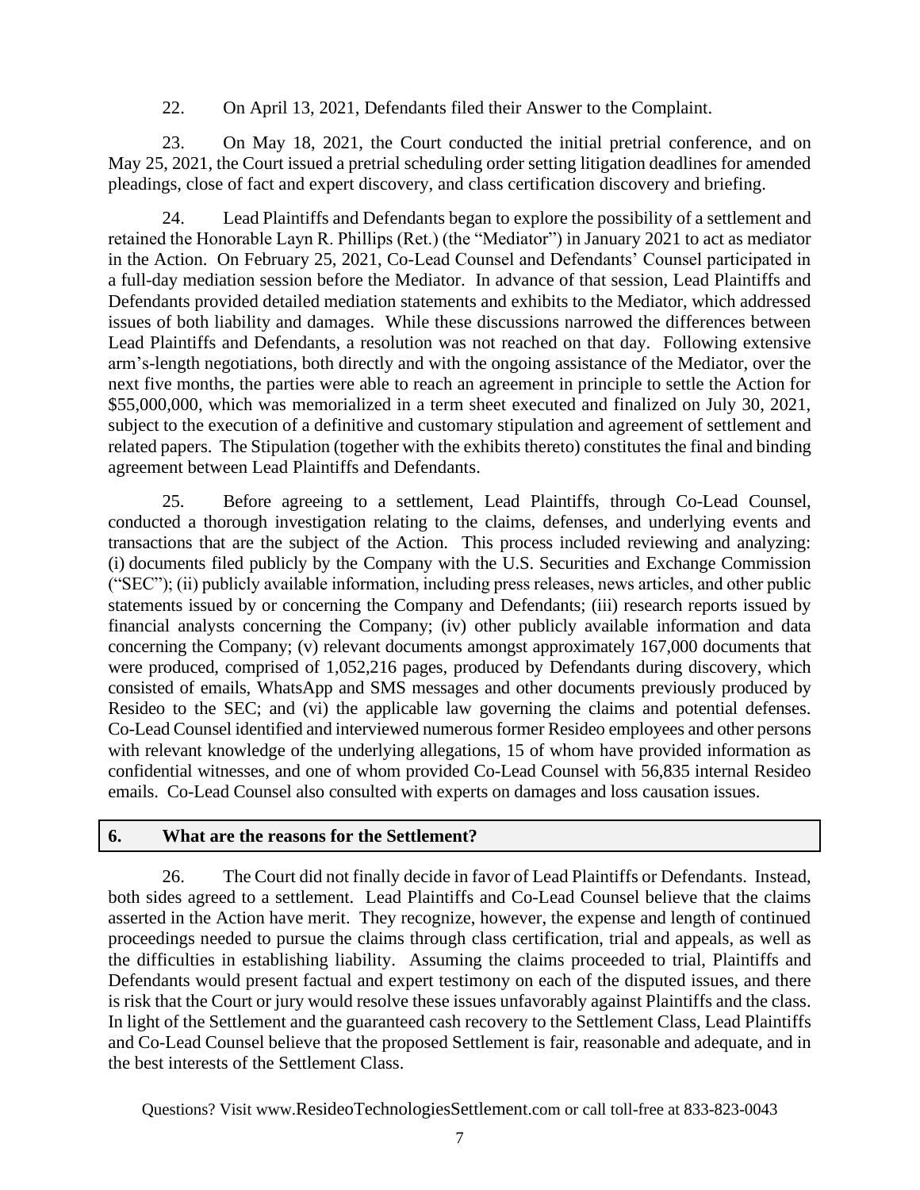22. On April 13, 2021, Defendants filed their Answer to the Complaint.

23. On May 18, 2021, the Court conducted the initial pretrial conference, and on May 25, 2021, the Court issued a pretrial scheduling order setting litigation deadlines for amended pleadings, close of fact and expert discovery, and class certification discovery and briefing.

24. Lead Plaintiffs and Defendants began to explore the possibility of a settlement and retained the Honorable Layn R. Phillips (Ret.) (the "Mediator") in January 2021 to act as mediator in the Action. On February 25, 2021, Co-Lead Counsel and Defendants' Counsel participated in a full-day mediation session before the Mediator. In advance of that session, Lead Plaintiffs and Defendants provided detailed mediation statements and exhibits to the Mediator, which addressed issues of both liability and damages. While these discussions narrowed the differences between Lead Plaintiffs and Defendants, a resolution was not reached on that day. Following extensive arm's-length negotiations, both directly and with the ongoing assistance of the Mediator, over the next five months, the parties were able to reach an agreement in principle to settle the Action for $55,000,000, which was memorialized in a term sheet executed and finalized on July 30, 2021, subject to the execution of a definitive and customary stipulation and agreement of settlement and related papers. The Stipulation (together with the exhibits thereto) constitutes the final and binding agreement between Lead Plaintiffs and Defendants.

25. Before agreeing to a settlement, Lead Plaintiffs, through Co-Lead Counsel, conducted a thorough investigation relating to the claims, defenses, and underlying events and transactions that are the subject of the Action. This process included reviewing and analyzing: (i) documents filed publicly by the Company with the U.S. Securities and Exchange Commission ("SEC"); (ii) publicly available information, including press releases, news articles, and other public statements issued by or concerning the Company and Defendants; (iii) research reports issued by financial analysts concerning the Company; (iv) other publicly available information and data concerning the Company; (v) relevant documents amongst approximately 167,000 documents that were produced, comprised of 1,052,216 pages, produced by Defendants during discovery, which consisted of emails, WhatsApp and SMS messages and other documents previously produced by Resideo to the SEC; and (vi) the applicable law governing the claims and potential defenses. Co-Lead Counsel identified and interviewed numerous former Resideo employees and other persons with relevant knowledge of the underlying allegations, 15 of whom have provided information as confidential witnesses, and one of whom provided Co-Lead Counsel with 56,835 internal Resideo emails. Co-Lead Counsel also consulted with experts on damages and loss causation issues.

## 6. What are the reasons for the Settlement?

26. The Court did not finally decide in favor of Lead Plaintiffs or Defendants. Instead, both sides agreed to a settlement. Lead Plaintiffs and Co-Lead Counsel believe that the claims asserted in the Action have merit. They recognize, however, the expense and length of continued proceedings needed to pursue the claims through class certification, trial and appeals, as well as the difficulties in establishing liability. Assuming the claims proceeded to trial, Plaintiffs and Defendants would present factual and expert testimony on each of the disputed issues, and there is risk that the Court or jury would resolve these issues unfavorably against Plaintiffs and the class. In light of the Settlement and the guaranteed cash recovery to the Settlement Class, Lead Plaintiffs and Co-Lead Counsel believe that the proposed Settlement is fair, reasonable and adequate, and in the best interests of the Settlement Class.

Questions? Visit www.ResideoTechnologiesSettlement.com or call toll-free at 833-823-0043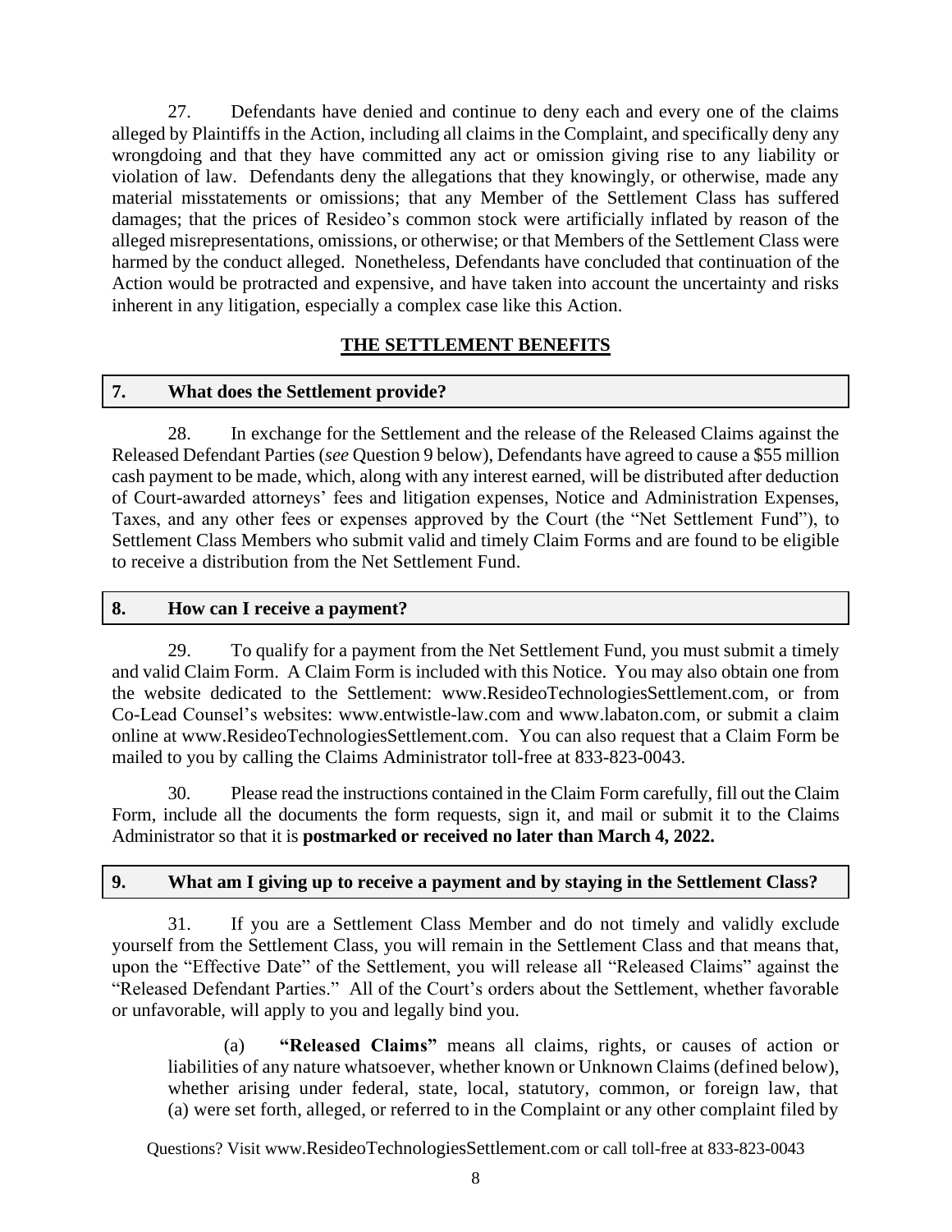27. Defendants have denied and continue to deny each and every one of the claims alleged by Plaintiffs in the Action, including all claims in the Complaint, and specifically deny any wrongdoing and that they have committed any act or omission giving rise to any liability or violation of law. Defendants deny the allegations that they knowingly, or otherwise, made any material misstatements or omissions; that any Member of the Settlement Class has suffered damages; that the prices of Resideo's common stock were artificially inflated by reason of the alleged misrepresentations, omissions, or otherwise; or that Members of the Settlement Class were harmed by the conduct alleged. Nonetheless, Defendants have concluded that continuation of the Action would be protracted and expensive, and have taken into account the uncertainty and risks inherent in any litigation, especially a complex case like this Action.

## THE SETTLEMENT BENEFITS

### 7. What does the Settlement provide?

28. In exchange for the Settlement and the release of the Released Claims against the Released Defendant Parties (*see* Question 9 below), Defendants have agreed to cause a $55 million cash payment to be made, which, along with any interest earned, will be distributed after deduction of Court-awarded attorneys' fees and litigation expenses, Notice and Administration Expenses, Taxes, and any other fees or expenses approved by the Court (the "Net Settlement Fund"), to Settlement Class Members who submit valid and timely Claim Forms and are found to be eligible to receive a distribution from the Net Settlement Fund.

### 8. How can I receive a payment?

29. To qualify for a payment from the Net Settlement Fund, you must submit a timely and valid Claim Form. A Claim Form is included with this Notice. You may also obtain one from the website dedicated to the Settlement: www.ResideoTechnologiesSettlement.com, or from Co-Lead Counsel's websites: www.entwistle-law.com and www.labaton.com, or submit a claim online at www.ResideoTechnologiesSettlement.com. You can also request that a Claim Form be mailed to you by calling the Claims Administrator toll-free at 833-823-0043.

30. Please read the instructions contained in the Claim Form carefully, fill out the Claim Form, include all the documents the form requests, sign it, and mail or submit it to the Claims Administrator so that it is **postmarked or received no later than March 4, 2022.**

### 9. What am I giving up to receive a payment and by staying in the Settlement Class?

31. If you are a Settlement Class Member and do not timely and validly exclude yourself from the Settlement Class, you will remain in the Settlement Class and that means that, upon the "Effective Date" of the Settlement, you will release all "Released Claims" against the "Released Defendant Parties." All of the Court's orders about the Settlement, whether favorable or unfavorable, will apply to you and legally bind you.

(a) **"Released Claims"** means all claims, rights, or causes of action or liabilities of any nature whatsoever, whether known or Unknown Claims (defined below), whether arising under federal, state, local, statutory, common, or foreign law, that (a) were set forth, alleged, or referred to in the Complaint or any other complaint filed by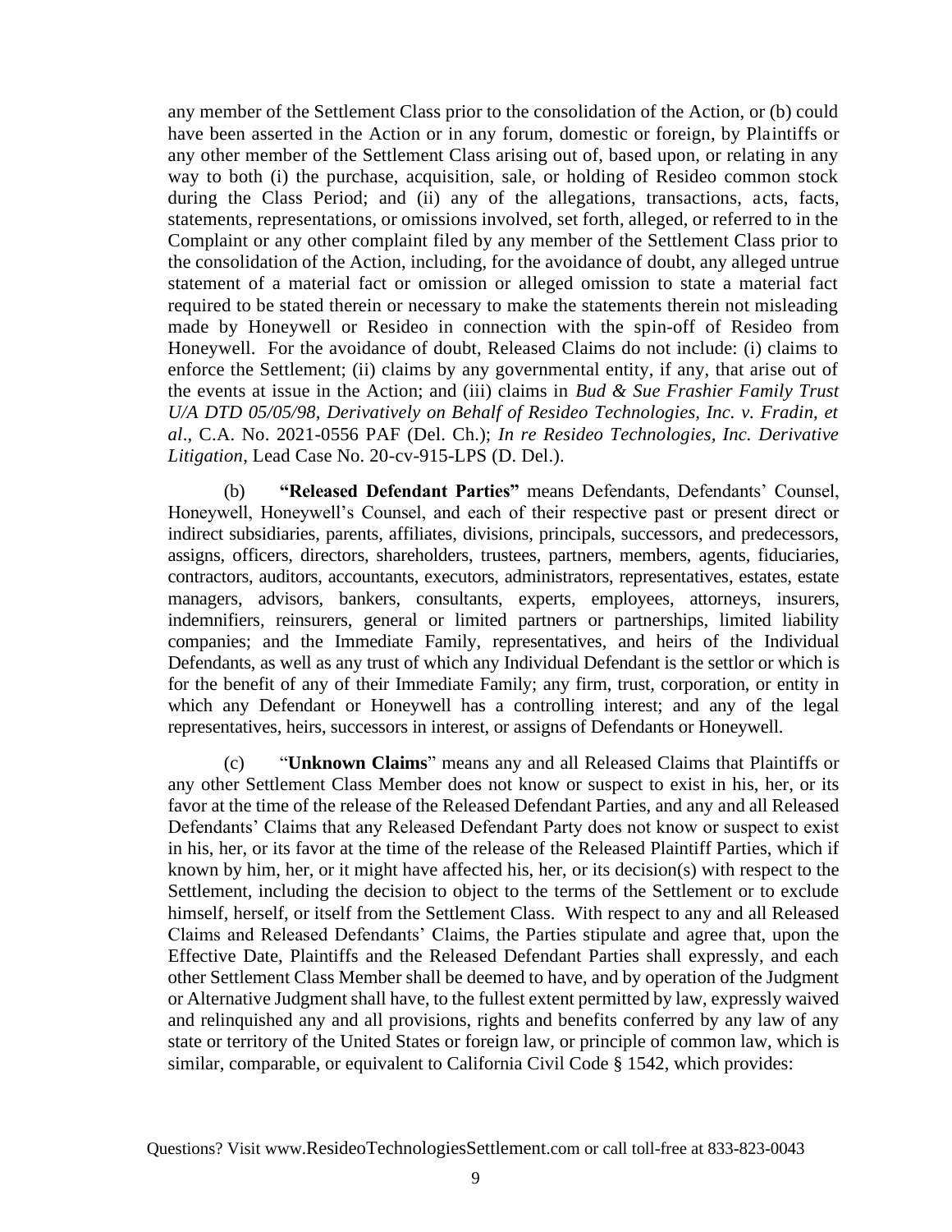any member of the Settlement Class prior to the consolidation of the Action, or (b) could have been asserted in the Action or in any forum, domestic or foreign, by Plaintiffs or any other member of the Settlement Class arising out of, based upon, or relating in any way to both (i) the purchase, acquisition, sale, or holding of Resideo common stock during the Class Period; and (ii) any of the allegations, transactions, acts, facts, statements, representations, or omissions involved, set forth, alleged, or referred to in the Complaint or any other complaint filed by any member of the Settlement Class prior to the consolidation of the Action, including, for the avoidance of doubt, any alleged untrue statement of a material fact or omission or alleged omission to state a material fact required to be stated therein or necessary to make the statements therein not misleading made by Honeywell or Resideo in connection with the spin-off of Resideo from Honeywell. For the avoidance of doubt, Released Claims do not include: (i) claims to enforce the Settlement; (ii) claims by any governmental entity, if any, that arise out of the events at issue in the Action; and (iii) claims in *Bud & Sue Frashier Family Trust U/A DTD 05/05/98, Derivatively on Behalf of Resideo Technologies, Inc. v. Fradin, et al*., C.A. No. 2021-0556 PAF (Del. Ch.); *In re Resideo Technologies, Inc. Derivative Litigation*, Lead Case No. 20-cv-915-LPS (D. Del.).

(b) **"Released Defendant Parties"** means Defendants, Defendants' Counsel, Honeywell, Honeywell's Counsel, and each of their respective past or present direct or indirect subsidiaries, parents, affiliates, divisions, principals, successors, and predecessors, assigns, officers, directors, shareholders, trustees, partners, members, agents, fiduciaries, contractors, auditors, accountants, executors, administrators, representatives, estates, estate managers, advisors, bankers, consultants, experts, employees, attorneys, insurers, indemnifiers, reinsurers, general or limited partners or partnerships, limited liability companies; and the Immediate Family, representatives, and heirs of the Individual Defendants, as well as any trust of which any Individual Defendant is the settlor or which is for the benefit of any of their Immediate Family; any firm, trust, corporation, or entity in which any Defendant or Honeywell has a controlling interest; and any of the legal representatives, heirs, successors in interest, or assigns of Defendants or Honeywell.

(c) "**Unknown Claims**" means any and all Released Claims that Plaintiffs or any other Settlement Class Member does not know or suspect to exist in his, her, or its favor at the time of the release of the Released Defendant Parties, and any and all Released Defendants' Claims that any Released Defendant Party does not know or suspect to exist in his, her, or its favor at the time of the release of the Released Plaintiff Parties, which if known by him, her, or it might have affected his, her, or its decision(s) with respect to the Settlement, including the decision to object to the terms of the Settlement or to exclude himself, herself, or itself from the Settlement Class. With respect to any and all Released Claims and Released Defendants' Claims, the Parties stipulate and agree that, upon the Effective Date, Plaintiffs and the Released Defendant Parties shall expressly, and each other Settlement Class Member shall be deemed to have, and by operation of the Judgment or Alternative Judgment shall have, to the fullest extent permitted by law, expressly waived and relinquished any and all provisions, rights and benefits conferred by any law of any state or territory of the United States or foreign law, or principle of common law, which is similar, comparable, or equivalent to California Civil Code § 1542, which provides: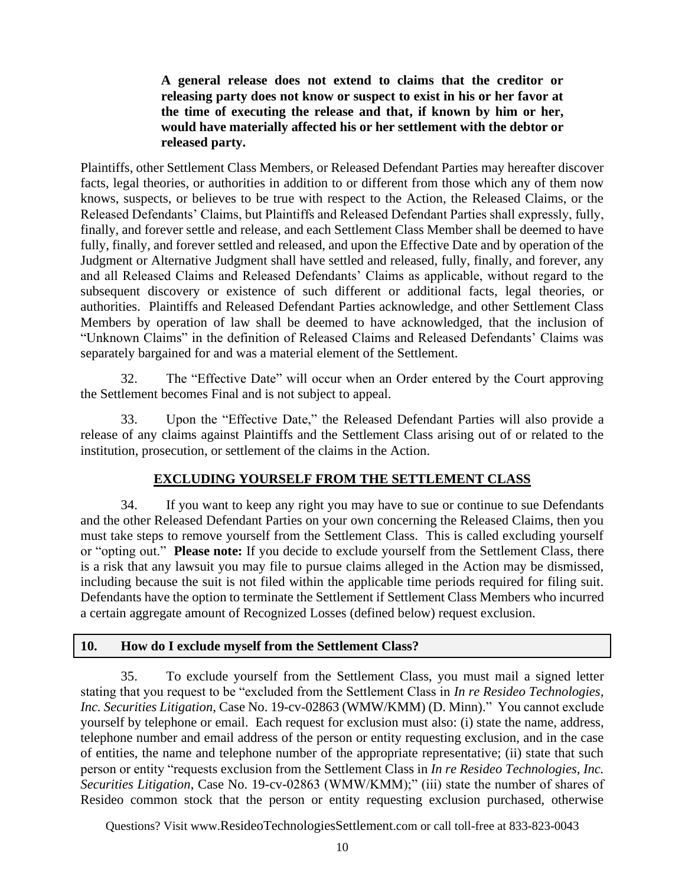> **A general release does not extend to claims that the creditor or releasing party does not know or suspect to exist in his or her favor at the time of executing the release and that, if known by him or her, would have materially affected his or her settlement with the debtor or released party.**

Plaintiffs, other Settlement Class Members, or Released Defendant Parties may hereafter discover facts, legal theories, or authorities in addition to or different from those which any of them now knows, suspects, or believes to be true with respect to the Action, the Released Claims, or the Released Defendants' Claims, but Plaintiffs and Released Defendant Parties shall expressly, fully, finally, and forever settle and release, and each Settlement Class Member shall be deemed to have fully, finally, and forever settled and released, and upon the Effective Date and by operation of the Judgment or Alternative Judgment shall have settled and released, fully, finally, and forever, any and all Released Claims and Released Defendants' Claims as applicable, without regard to the subsequent discovery or existence of such different or additional facts, legal theories, or authorities. Plaintiffs and Released Defendant Parties acknowledge, and other Settlement Class Members by operation of law shall be deemed to have acknowledged, that the inclusion of "Unknown Claims" in the definition of Released Claims and Released Defendants' Claims was separately bargained for and was a material element of the Settlement.

32. The "Effective Date" will occur when an Order entered by the Court approving the Settlement becomes Final and is not subject to appeal.

33. Upon the "Effective Date," the Released Defendant Parties will also provide a release of any claims against Plaintiffs and the Settlement Class arising out of or related to the institution, prosecution, or settlement of the claims in the Action.

## EXCLUDING YOURSELF FROM THE SETTLEMENT CLASS

34. If you want to keep any right you may have to sue or continue to sue Defendants and the other Released Defendant Parties on your own concerning the Released Claims, then you must take steps to remove yourself from the Settlement Class. This is called excluding yourself or "opting out." **Please note:** If you decide to exclude yourself from the Settlement Class, there is a risk that any lawsuit you may file to pursue claims alleged in the Action may be dismissed, including because the suit is not filed within the applicable time periods required for filing suit. Defendants have the option to terminate the Settlement if Settlement Class Members who incurred a certain aggregate amount of Recognized Losses (defined below) request exclusion.

### 10. How do I exclude myself from the Settlement Class?

35. To exclude yourself from the Settlement Class, you must mail a signed letter stating that you request to be "excluded from the Settlement Class in *In re Resideo Technologies, Inc. Securities Litigation*, Case No. 19-cv-02863 (WMW/KMM) (D. Minn)." You cannot exclude yourself by telephone or email. Each request for exclusion must also: (i) state the name, address, telephone number and email address of the person or entity requesting exclusion, and in the case of entities, the name and telephone number of the appropriate representative; (ii) state that such person or entity "requests exclusion from the Settlement Class in *In re Resideo Technologies, Inc. Securities Litigation*, Case No. 19-cv-02863 (WMW/KMM);" (iii) state the number of shares of Resideo common stock that the person or entity requesting exclusion purchased, otherwise

Questions? Visit www.ResideoTechnologiesSettlement.com or call toll-free at 833-823-0043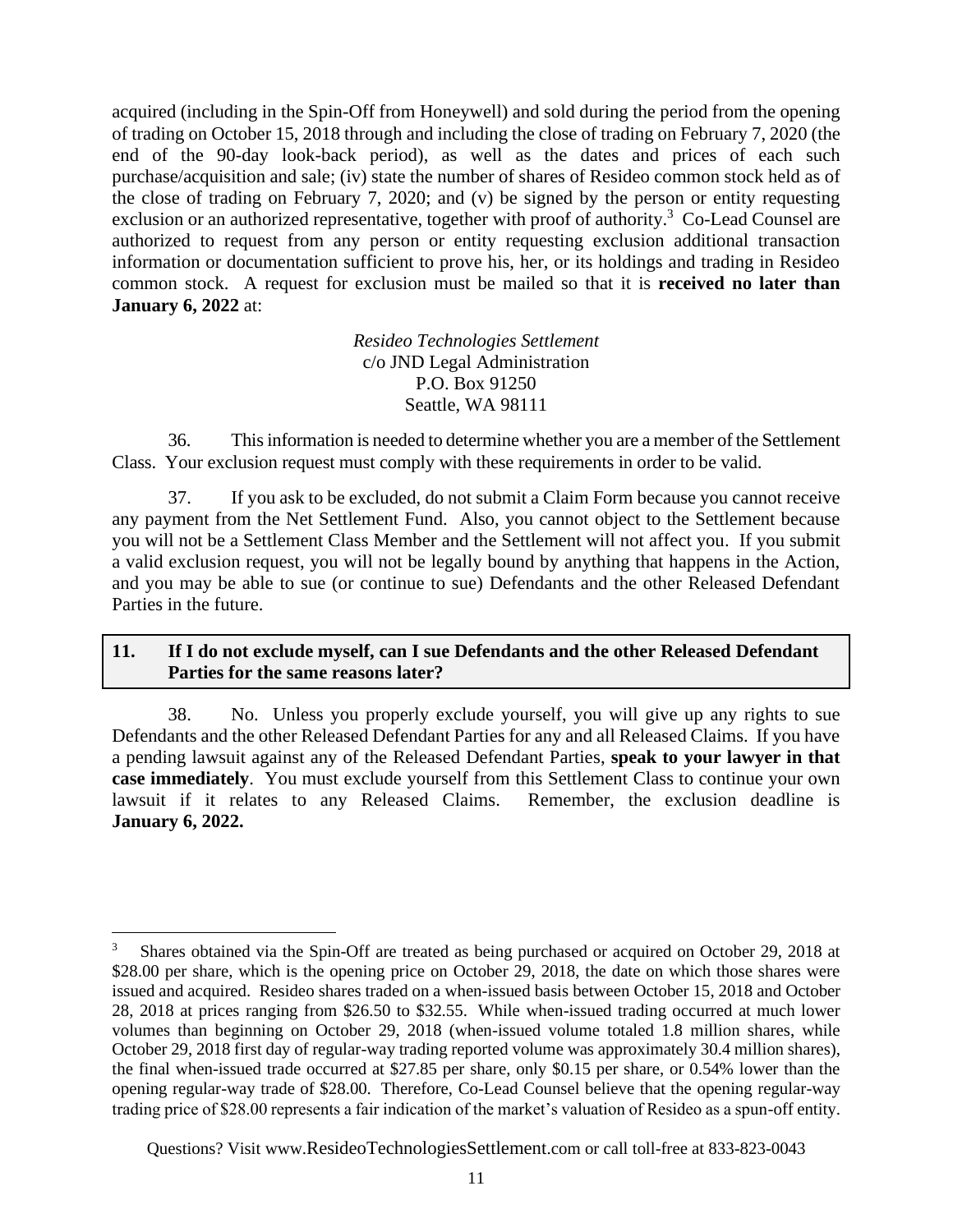acquired (including in the Spin-Off from Honeywell) and sold during the period from the opening of trading on October 15, 2018 through and including the close of trading on February 7, 2020 (the end of the 90-day look-back period), as well as the dates and prices of each such purchase/acquisition and sale; (iv) state the number of shares of Resideo common stock held as of the close of trading on February 7, 2020; and (v) be signed by the person or entity requesting exclusion or an authorized representative, together with proof of authority.[3] Co-Lead Counsel are authorized to request from any person or entity requesting exclusion additional transaction information or documentation sufficient to prove his, her, or its holdings and trading in Resideo common stock. A request for exclusion must be mailed so that it is **received no later than January 6, 2022** at:

*Resideo Technologies Settlement*
c/o JND Legal Administration
P.O. Box 91250
Seattle, WA 98111

36. This information is needed to determine whether you are a member of the Settlement Class. Your exclusion request must comply with these requirements in order to be valid.

37. If you ask to be excluded, do not submit a Claim Form because you cannot receive any payment from the Net Settlement Fund. Also, you cannot object to the Settlement because you will not be a Settlement Class Member and the Settlement will not affect you. If you submit a valid exclusion request, you will not be legally bound by anything that happens in the Action, and you may be able to sue (or continue to sue) Defendants and the other Released Defendant Parties in the future.

## 11. If I do not exclude myself, can I sue Defendants and the other Released Defendant Parties for the same reasons later?

38. No. Unless you properly exclude yourself, you will give up any rights to sue Defendants and the other Released Defendant Parties for any and all Released Claims. If you have a pending lawsuit against any of the Released Defendant Parties, **speak to your lawyer in that case immediately**. You must exclude yourself from this Settlement Class to continue your own lawsuit if it relates to any Released Claims. Remember, the exclusion deadline is **January 6, 2022.**

---

[3] Shares obtained via the Spin-Off are treated as being purchased or acquired on October 29, 2018 at $28.00 per share, which is the opening price on October 29, 2018, the date on which those shares were issued and acquired. Resideo shares traded on a when-issued basis between October 15, 2018 and October 28, 2018 at prices ranging from $26.50 to $32.55. While when-issued trading occurred at much lower volumes than beginning on October 29, 2018 (when-issued volume totaled 1.8 million shares, while October 29, 2018 first day of regular-way trading reported volume was approximately 30.4 million shares), the final when-issued trade occurred at $27.85 per share, only $0.15 per share, or 0.54% lower than the opening regular-way trade of $28.00. Therefore, Co-Lead Counsel believe that the opening regular-way trading price of $28.00 represents a fair indication of the market's valuation of Resideo as a spun-off entity.

Questions? Visit www.ResideoTechnologiesSettlement.com or call toll-free at 833-823-0043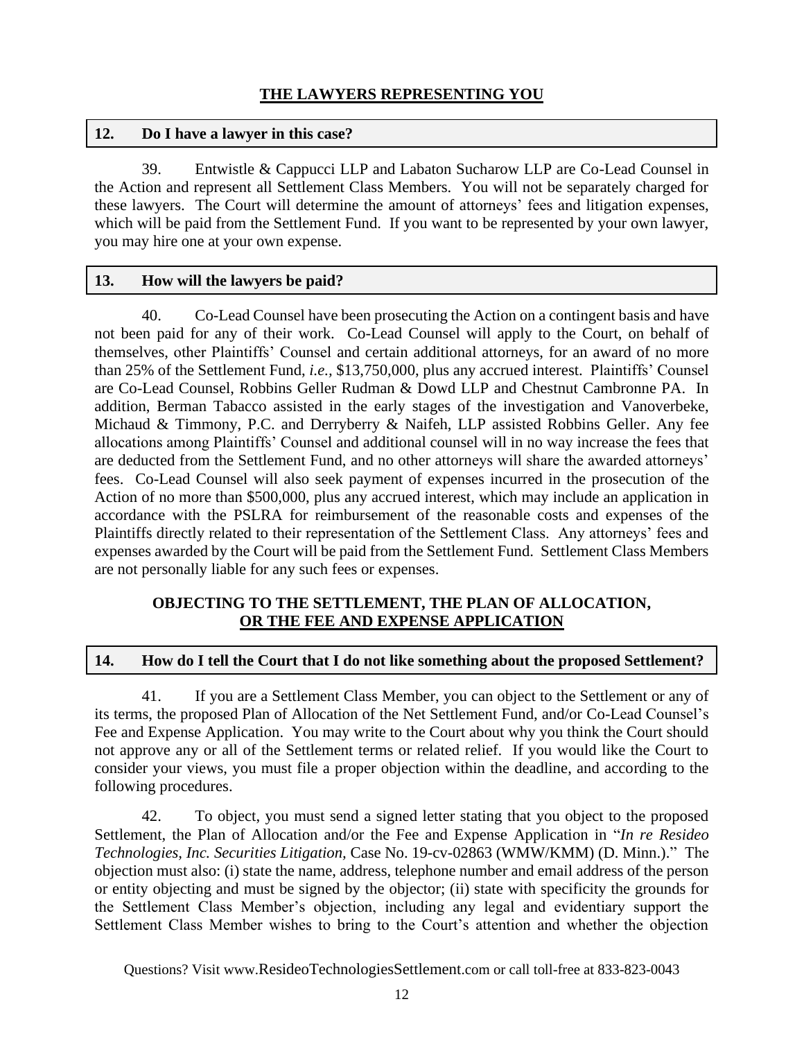## THE LAWYERS REPRESENTING YOU

### 12. Do I have a lawyer in this case?

39. Entwistle & Cappucci LLP and Labaton Sucharow LLP are Co-Lead Counsel in the Action and represent all Settlement Class Members. You will not be separately charged for these lawyers. The Court will determine the amount of attorneys' fees and litigation expenses, which will be paid from the Settlement Fund. If you want to be represented by your own lawyer, you may hire one at your own expense.

### 13. How will the lawyers be paid?

40. Co-Lead Counsel have been prosecuting the Action on a contingent basis and have not been paid for any of their work. Co-Lead Counsel will apply to the Court, on behalf of themselves, other Plaintiffs' Counsel and certain additional attorneys, for an award of no more than 25% of the Settlement Fund, *i.e.*, $13,750,000, plus any accrued interest. Plaintiffs' Counsel are Co-Lead Counsel, Robbins Geller Rudman & Dowd LLP and Chestnut Cambronne PA. In addition, Berman Tabacco assisted in the early stages of the investigation and Vanoverbeke, Michaud & Timmony, P.C. and Derryberry & Naifeh, LLP assisted Robbins Geller. Any fee allocations among Plaintiffs' Counsel and additional counsel will in no way increase the fees that are deducted from the Settlement Fund, and no other attorneys will share the awarded attorneys' fees. Co-Lead Counsel will also seek payment of expenses incurred in the prosecution of the Action of no more than $500,000, plus any accrued interest, which may include an application in accordance with the PSLRA for reimbursement of the reasonable costs and expenses of the Plaintiffs directly related to their representation of the Settlement Class. Any attorneys' fees and expenses awarded by the Court will be paid from the Settlement Fund. Settlement Class Members are not personally liable for any such fees or expenses.

## OBJECTING TO THE SETTLEMENT, THE PLAN OF ALLOCATION, OR THE FEE AND EXPENSE APPLICATION

### 14. How do I tell the Court that I do not like something about the proposed Settlement?

41. If you are a Settlement Class Member, you can object to the Settlement or any of its terms, the proposed Plan of Allocation of the Net Settlement Fund, and/or Co-Lead Counsel's Fee and Expense Application. You may write to the Court about why you think the Court should not approve any or all of the Settlement terms or related relief. If you would like the Court to consider your views, you must file a proper objection within the deadline, and according to the following procedures.

42. To object, you must send a signed letter stating that you object to the proposed Settlement, the Plan of Allocation and/or the Fee and Expense Application in "*In re Resideo Technologies, Inc. Securities Litigation,* Case No. 19-cv-02863 (WMW/KMM) (D. Minn.)." The objection must also: (i) state the name, address, telephone number and email address of the person or entity objecting and must be signed by the objector; (ii) state with specificity the grounds for the Settlement Class Member's objection, including any legal and evidentiary support the Settlement Class Member wishes to bring to the Court's attention and whether the objection

Questions? Visit www.ResideoTechnologiesSettlement.com or call toll-free at 833-823-0043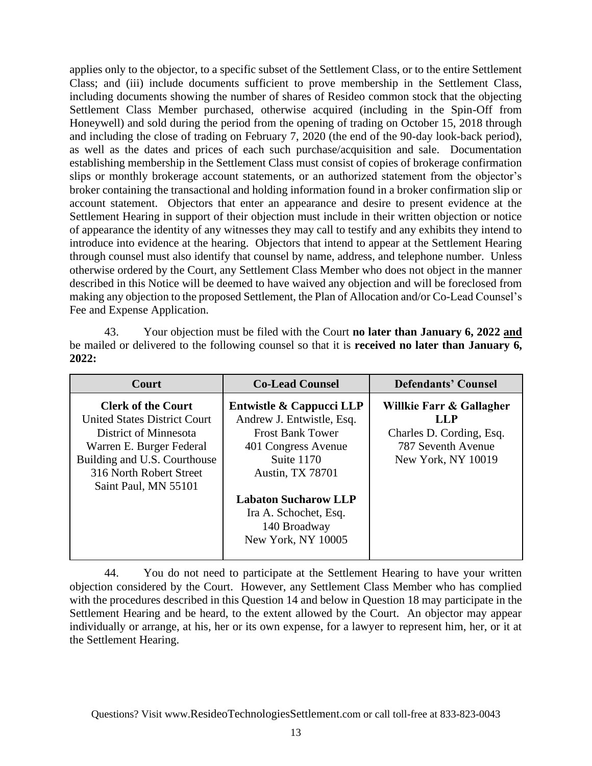applies only to the objector, to a specific subset of the Settlement Class, or to the entire Settlement Class; and (iii) include documents sufficient to prove membership in the Settlement Class, including documents showing the number of shares of Resideo common stock that the objecting Settlement Class Member purchased, otherwise acquired (including in the Spin-Off from Honeywell) and sold during the period from the opening of trading on October 15, 2018 through and including the close of trading on February 7, 2020 (the end of the 90-day look-back period), as well as the dates and prices of each such purchase/acquisition and sale. Documentation establishing membership in the Settlement Class must consist of copies of brokerage confirmation slips or monthly brokerage account statements, or an authorized statement from the objector's broker containing the transactional and holding information found in a broker confirmation slip or account statement. Objectors that enter an appearance and desire to present evidence at the Settlement Hearing in support of their objection must include in their written objection or notice of appearance the identity of any witnesses they may call to testify and any exhibits they intend to introduce into evidence at the hearing. Objectors that intend to appear at the Settlement Hearing through counsel must also identify that counsel by name, address, and telephone number. Unless otherwise ordered by the Court, any Settlement Class Member who does not object in the manner described in this Notice will be deemed to have waived any objection and will be foreclosed from making any objection to the proposed Settlement, the Plan of Allocation and/or Co-Lead Counsel's Fee and Expense Application.

43. Your objection must be filed with the Court **no later than January 6, 2022 and** be mailed or delivered to the following counsel so that it is **received no later than January 6, 2022:**

| Court | Co-Lead Counsel | Defendants' Counsel |
|---|---|---|
| **Clerk of the Court**<br>United States District Court<br>District of Minnesota<br>Warren E. Burger Federal Building and U.S. Courthouse<br>316 North Robert Street<br>Saint Paul, MN 55101 | **Entwistle & Cappucci LLP**<br>Andrew J. Entwistle, Esq.<br>Frost Bank Tower<br>401 Congress Avenue<br>Suite 1170<br>Austin, TX 78701<br><br>**Labaton Sucharow LLP**<br>Ira A. Schochet, Esq.<br>140 Broadway<br>New York, NY 10005 | **Willkie Farr & Gallagher LLP**<br>Charles D. Cording, Esq.<br>787 Seventh Avenue<br>New York, NY 10019 |

44. You do not need to participate at the Settlement Hearing to have your written objection considered by the Court. However, any Settlement Class Member who has complied with the procedures described in this Question 14 and below in Question 18 may participate in the Settlement Hearing and be heard, to the extent allowed by the Court. An objector may appear individually or arrange, at his, her or its own expense, for a lawyer to represent him, her, or it at the Settlement Hearing.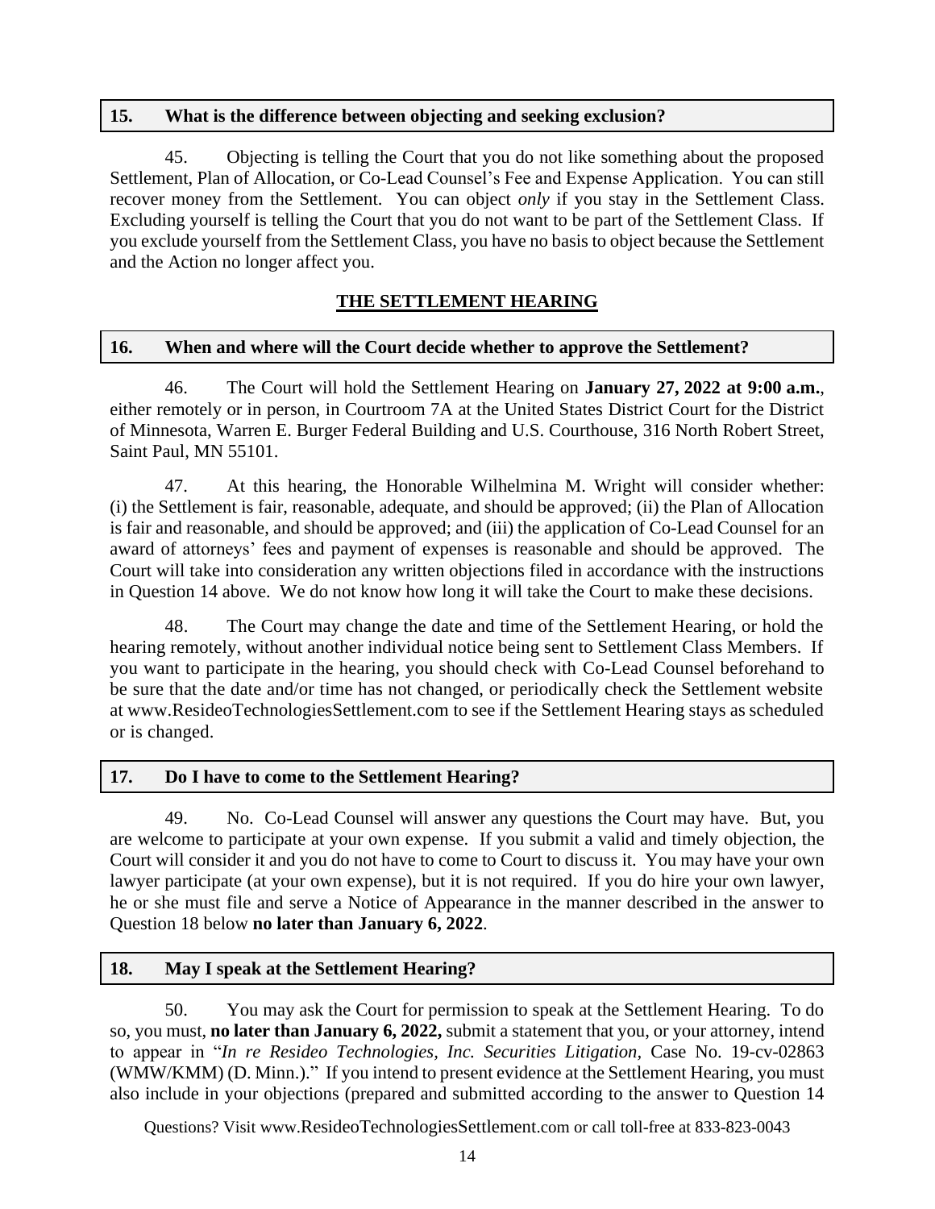### 15. What is the difference between objecting and seeking exclusion?

45. Objecting is telling the Court that you do not like something about the proposed Settlement, Plan of Allocation, or Co-Lead Counsel's Fee and Expense Application. You can still recover money from the Settlement. You can object *only* if you stay in the Settlement Class. Excluding yourself is telling the Court that you do not want to be part of the Settlement Class. If you exclude yourself from the Settlement Class, you have no basis to object because the Settlement and the Action no longer affect you.

## THE SETTLEMENT HEARING

### 16. When and where will the Court decide whether to approve the Settlement?

46. The Court will hold the Settlement Hearing on **January 27, 2022 at 9:00 a.m.**, either remotely or in person, in Courtroom 7A at the United States District Court for the District of Minnesota, Warren E. Burger Federal Building and U.S. Courthouse, 316 North Robert Street, Saint Paul, MN 55101.

47. At this hearing, the Honorable Wilhelmina M. Wright will consider whether: (i) the Settlement is fair, reasonable, adequate, and should be approved; (ii) the Plan of Allocation is fair and reasonable, and should be approved; and (iii) the application of Co-Lead Counsel for an award of attorneys' fees and payment of expenses is reasonable and should be approved. The Court will take into consideration any written objections filed in accordance with the instructions in Question 14 above. We do not know how long it will take the Court to make these decisions.

48. The Court may change the date and time of the Settlement Hearing, or hold the hearing remotely, without another individual notice being sent to Settlement Class Members. If you want to participate in the hearing, you should check with Co-Lead Counsel beforehand to be sure that the date and/or time has not changed, or periodically check the Settlement website at www.ResideoTechnologiesSettlement.com to see if the Settlement Hearing stays as scheduled or is changed.

### 17. Do I have to come to the Settlement Hearing?

49. No. Co-Lead Counsel will answer any questions the Court may have. But, you are welcome to participate at your own expense. If you submit a valid and timely objection, the Court will consider it and you do not have to come to Court to discuss it. You may have your own lawyer participate (at your own expense), but it is not required. If you do hire your own lawyer, he or she must file and serve a Notice of Appearance in the manner described in the answer to Question 18 below **no later than January 6, 2022**.

### 18. May I speak at the Settlement Hearing?

50. You may ask the Court for permission to speak at the Settlement Hearing. To do so, you must, **no later than January 6, 2022,** submit a statement that you, or your attorney, intend to appear in "*In re Resideo Technologies, Inc. Securities Litigation*, Case No. 19-cv-02863 (WMW/KMM) (D. Minn.)." If you intend to present evidence at the Settlement Hearing, you must also include in your objections (prepared and submitted according to the answer to Question 14

Questions? Visit www.ResideoTechnologiesSettlement.com or call toll-free at 833-823-0043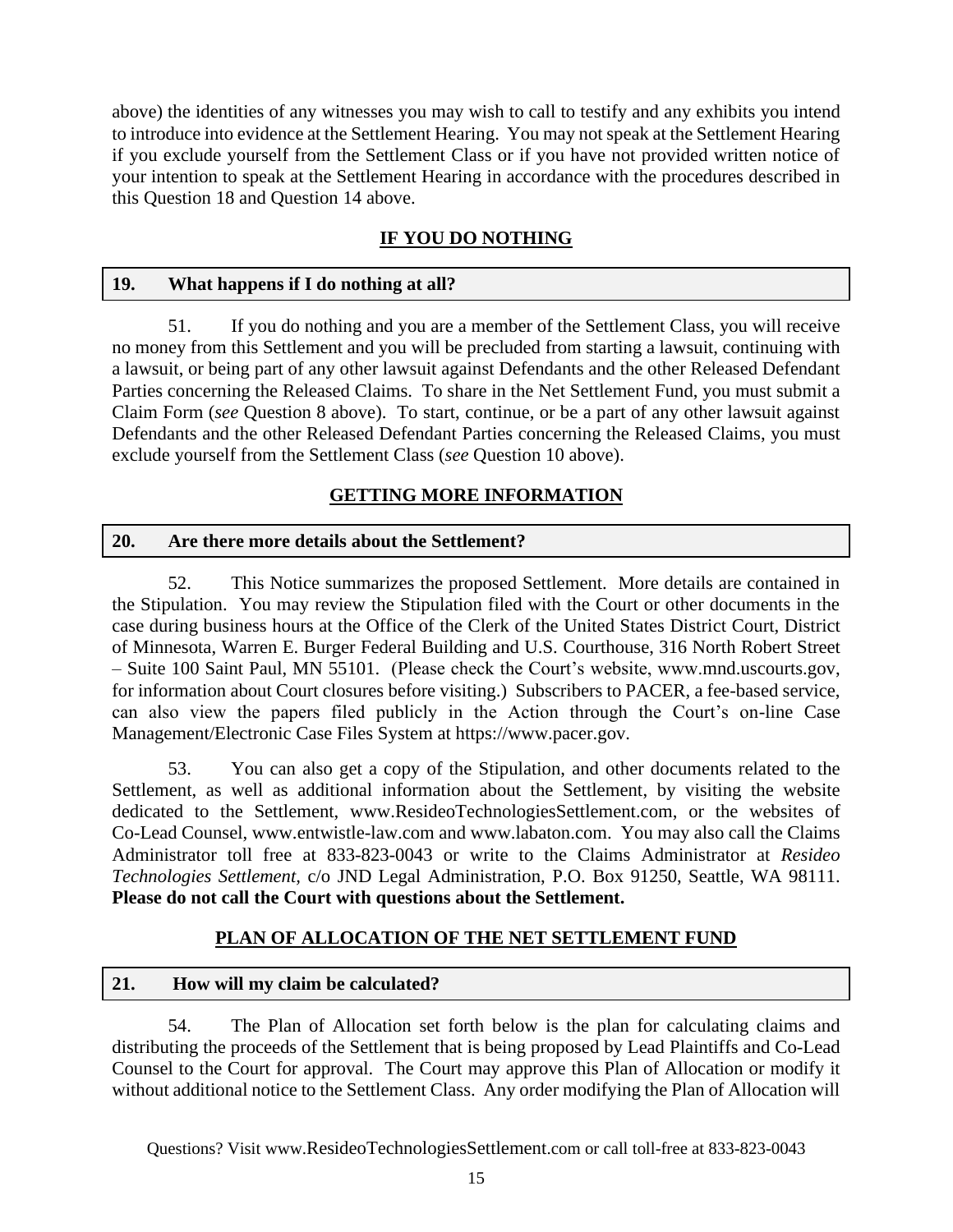above) the identities of any witnesses you may wish to call to testify and any exhibits you intend to introduce into evidence at the Settlement Hearing. You may not speak at the Settlement Hearing if you exclude yourself from the Settlement Class or if you have not provided written notice of your intention to speak at the Settlement Hearing in accordance with the procedures described in this Question 18 and Question 14 above.

## IF YOU DO NOTHING

### 19. What happens if I do nothing at all?

51. If you do nothing and you are a member of the Settlement Class, you will receive no money from this Settlement and you will be precluded from starting a lawsuit, continuing with a lawsuit, or being part of any other lawsuit against Defendants and the other Released Defendant Parties concerning the Released Claims. To share in the Net Settlement Fund, you must submit a Claim Form (*see* Question 8 above). To start, continue, or be a part of any other lawsuit against Defendants and the other Released Defendant Parties concerning the Released Claims, you must exclude yourself from the Settlement Class (*see* Question 10 above).

## GETTING MORE INFORMATION

### 20. Are there more details about the Settlement?

52. This Notice summarizes the proposed Settlement. More details are contained in the Stipulation. You may review the Stipulation filed with the Court or other documents in the case during business hours at the Office of the Clerk of the United States District Court, District of Minnesota, Warren E. Burger Federal Building and U.S. Courthouse, 316 North Robert Street – Suite 100 Saint Paul, MN 55101. (Please check the Court's website, www.mnd.uscourts.gov, for information about Court closures before visiting.) Subscribers to PACER, a fee-based service, can also view the papers filed publicly in the Action through the Court's on-line Case Management/Electronic Case Files System at https://www.pacer.gov.

53. You can also get a copy of the Stipulation, and other documents related to the Settlement, as well as additional information about the Settlement, by visiting the website dedicated to the Settlement, www.ResideoTechnologiesSettlement.com, or the websites of Co-Lead Counsel, www.entwistle-law.com and www.labaton.com. You may also call the Claims Administrator toll free at 833-823-0043 or write to the Claims Administrator at *Resideo Technologies Settlement*, c/o JND Legal Administration, P.O. Box 91250, Seattle, WA 98111. **Please do not call the Court with questions about the Settlement.**

## PLAN OF ALLOCATION OF THE NET SETTLEMENT FUND

### 21. How will my claim be calculated?

54. The Plan of Allocation set forth below is the plan for calculating claims and distributing the proceeds of the Settlement that is being proposed by Lead Plaintiffs and Co-Lead Counsel to the Court for approval. The Court may approve this Plan of Allocation or modify it without additional notice to the Settlement Class. Any order modifying the Plan of Allocation will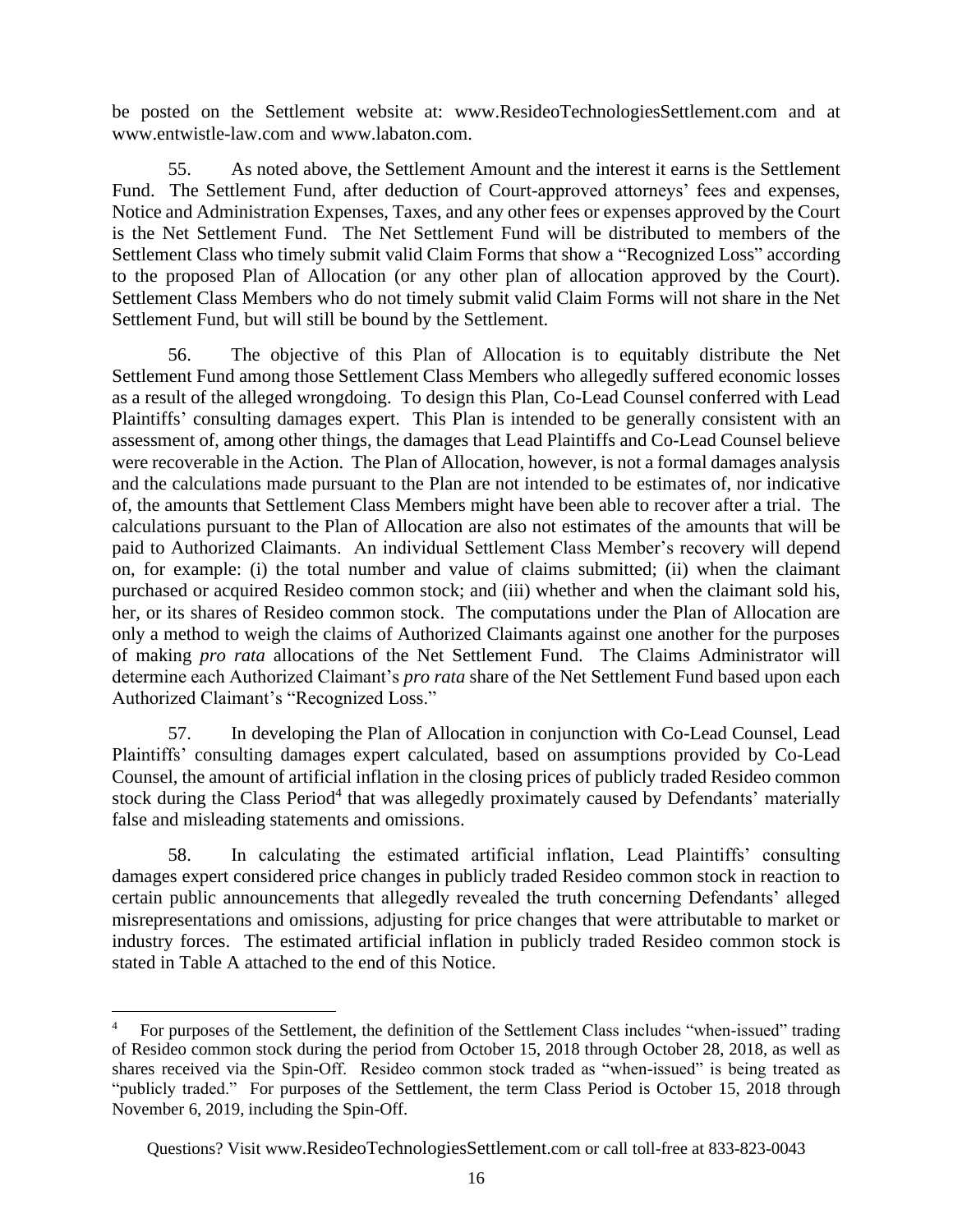be posted on the Settlement website at: www.ResideoTechnologiesSettlement.com and at www.entwistle-law.com and www.labaton.com.

55. As noted above, the Settlement Amount and the interest it earns is the Settlement Fund. The Settlement Fund, after deduction of Court-approved attorneys' fees and expenses, Notice and Administration Expenses, Taxes, and any other fees or expenses approved by the Court is the Net Settlement Fund. The Net Settlement Fund will be distributed to members of the Settlement Class who timely submit valid Claim Forms that show a "Recognized Loss" according to the proposed Plan of Allocation (or any other plan of allocation approved by the Court). Settlement Class Members who do not timely submit valid Claim Forms will not share in the Net Settlement Fund, but will still be bound by the Settlement.

56. The objective of this Plan of Allocation is to equitably distribute the Net Settlement Fund among those Settlement Class Members who allegedly suffered economic losses as a result of the alleged wrongdoing. To design this Plan, Co-Lead Counsel conferred with Lead Plaintiffs' consulting damages expert. This Plan is intended to be generally consistent with an assessment of, among other things, the damages that Lead Plaintiffs and Co-Lead Counsel believe were recoverable in the Action. The Plan of Allocation, however, is not a formal damages analysis and the calculations made pursuant to the Plan are not intended to be estimates of, nor indicative of, the amounts that Settlement Class Members might have been able to recover after a trial. The calculations pursuant to the Plan of Allocation are also not estimates of the amounts that will be paid to Authorized Claimants. An individual Settlement Class Member's recovery will depend on, for example: (i) the total number and value of claims submitted; (ii) when the claimant purchased or acquired Resideo common stock; and (iii) whether and when the claimant sold his, her, or its shares of Resideo common stock. The computations under the Plan of Allocation are only a method to weigh the claims of Authorized Claimants against one another for the purposes of making *pro rata* allocations of the Net Settlement Fund. The Claims Administrator will determine each Authorized Claimant's *pro rata* share of the Net Settlement Fund based upon each Authorized Claimant's "Recognized Loss."

57. In developing the Plan of Allocation in conjunction with Co-Lead Counsel, Lead Plaintiffs' consulting damages expert calculated, based on assumptions provided by Co-Lead Counsel, the amount of artificial inflation in the closing prices of publicly traded Resideo common stock during the Class Period[4] that was allegedly proximately caused by Defendants' materially false and misleading statements and omissions.

58. In calculating the estimated artificial inflation, Lead Plaintiffs' consulting damages expert considered price changes in publicly traded Resideo common stock in reaction to certain public announcements that allegedly revealed the truth concerning Defendants' alleged misrepresentations and omissions, adjusting for price changes that were attributable to market or industry forces. The estimated artificial inflation in publicly traded Resideo common stock is stated in Table A attached to the end of this Notice.

---

[4] For purposes of the Settlement, the definition of the Settlement Class includes "when-issued" trading of Resideo common stock during the period from October 15, 2018 through October 28, 2018, as well as shares received via the Spin-Off. Resideo common stock traded as "when-issued" is being treated as "publicly traded." For purposes of the Settlement, the term Class Period is October 15, 2018 through November 6, 2019, including the Spin-Off.

Questions? Visit www.ResideoTechnologiesSettlement.com or call toll-free at 833-823-0043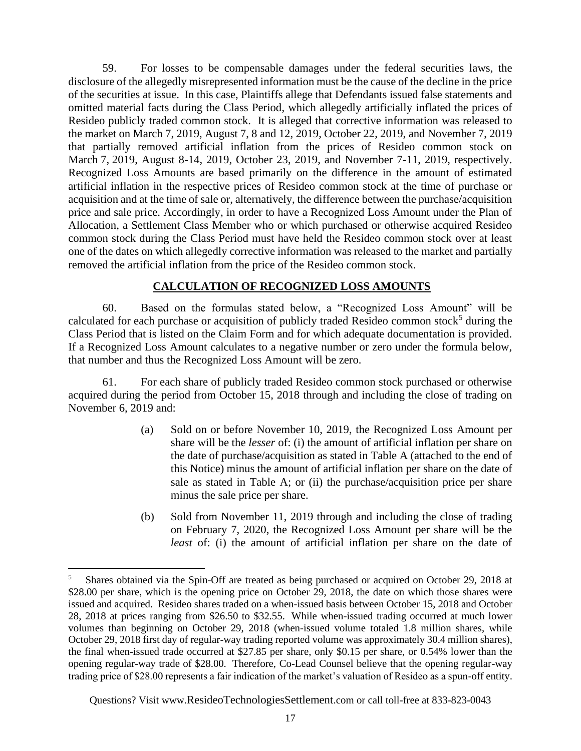59. For losses to be compensable damages under the federal securities laws, the disclosure of the allegedly misrepresented information must be the cause of the decline in the price of the securities at issue. In this case, Plaintiffs allege that Defendants issued false statements and omitted material facts during the Class Period, which allegedly artificially inflated the prices of Resideo publicly traded common stock. It is alleged that corrective information was released to the market on March 7, 2019, August 7, 8 and 12, 2019, October 22, 2019, and November 7, 2019 that partially removed artificial inflation from the prices of Resideo common stock on March 7, 2019, August 8-14, 2019, October 23, 2019, and November 7-11, 2019, respectively. Recognized Loss Amounts are based primarily on the difference in the amount of estimated artificial inflation in the respective prices of Resideo common stock at the time of purchase or acquisition and at the time of sale or, alternatively, the difference between the purchase/acquisition price and sale price. Accordingly, in order to have a Recognized Loss Amount under the Plan of Allocation, a Settlement Class Member who or which purchased or otherwise acquired Resideo common stock during the Class Period must have held the Resideo common stock over at least one of the dates on which allegedly corrective information was released to the market and partially removed the artificial inflation from the price of the Resideo common stock.

## CALCULATION OF RECOGNIZED LOSS AMOUNTS

60. Based on the formulas stated below, a "Recognized Loss Amount" will be calculated for each purchase or acquisition of publicly traded Resideo common stock[5] during the Class Period that is listed on the Claim Form and for which adequate documentation is provided. If a Recognized Loss Amount calculates to a negative number or zero under the formula below, that number and thus the Recognized Loss Amount will be zero.

61. For each share of publicly traded Resideo common stock purchased or otherwise acquired during the period from October 15, 2018 through and including the close of trading on November 6, 2019 and:

(a) Sold on or before November 10, 2019, the Recognized Loss Amount per share will be the *lesser* of: (i) the amount of artificial inflation per share on the date of purchase/acquisition as stated in Table A (attached to the end of this Notice) minus the amount of artificial inflation per share on the date of sale as stated in Table A; or (ii) the purchase/acquisition price per share minus the sale price per share.

(b) Sold from November 11, 2019 through and including the close of trading on February 7, 2020, the Recognized Loss Amount per share will be the *least* of: (i) the amount of artificial inflation per share on the date of

---

[5] Shares obtained via the Spin-Off are treated as being purchased or acquired on October 29, 2018 at $28.00 per share, which is the opening price on October 29, 2018, the date on which those shares were issued and acquired. Resideo shares traded on a when-issued basis between October 15, 2018 and October 28, 2018 at prices ranging from $26.50 to $32.55. While when-issued trading occurred at much lower volumes than beginning on October 29, 2018 (when-issued volume totaled 1.8 million shares, while October 29, 2018 first day of regular-way trading reported volume was approximately 30.4 million shares), the final when-issued trade occurred at $27.85 per share, only $0.15 per share, or 0.54% lower than the opening regular-way trade of $28.00. Therefore, Co-Lead Counsel believe that the opening regular-way trading price of $28.00 represents a fair indication of the market's valuation of Resideo as a spun-off entity.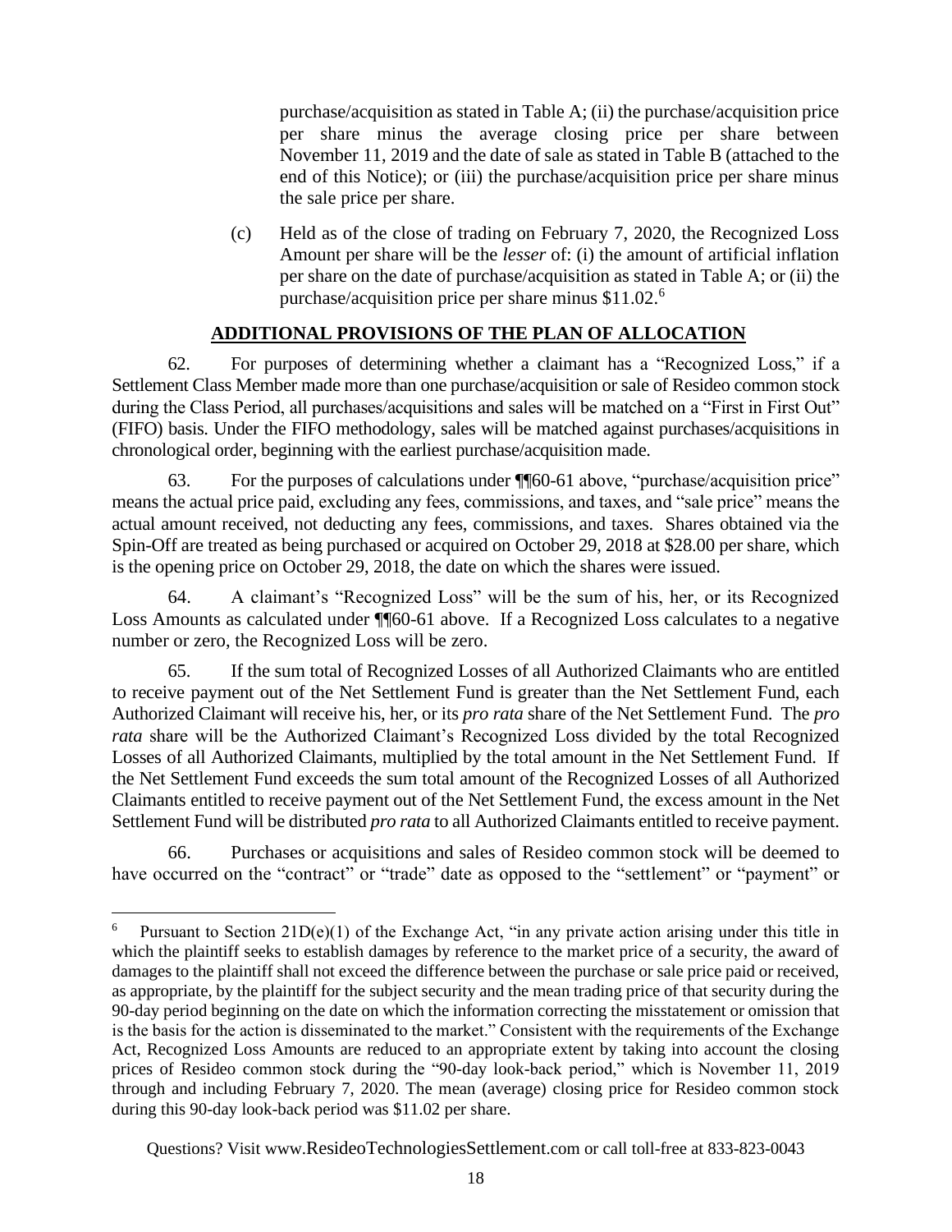purchase/acquisition as stated in Table A; (ii) the purchase/acquisition price per share minus the average closing price per share between November 11, 2019 and the date of sale as stated in Table B (attached to the end of this Notice); or (iii) the purchase/acquisition price per share minus the sale price per share.

(c) Held as of the close of trading on February 7, 2020, the Recognized Loss Amount per share will be the *lesser* of: (i) the amount of artificial inflation per share on the date of purchase/acquisition as stated in Table A; or (ii) the purchase/acquisition price per share minus $11.02.[6]

## ADDITIONAL PROVISIONS OF THE PLAN OF ALLOCATION

62. For purposes of determining whether a claimant has a "Recognized Loss," if a Settlement Class Member made more than one purchase/acquisition or sale of Resideo common stock during the Class Period, all purchases/acquisitions and sales will be matched on a "First in First Out" (FIFO) basis. Under the FIFO methodology, sales will be matched against purchases/acquisitions in chronological order, beginning with the earliest purchase/acquisition made.

63. For the purposes of calculations under ¶¶60-61 above, "purchase/acquisition price" means the actual price paid, excluding any fees, commissions, and taxes, and "sale price" means the actual amount received, not deducting any fees, commissions, and taxes. Shares obtained via the Spin-Off are treated as being purchased or acquired on October 29, 2018 at $28.00 per share, which is the opening price on October 29, 2018, the date on which the shares were issued.

64. A claimant's "Recognized Loss" will be the sum of his, her, or its Recognized Loss Amounts as calculated under ¶¶60-61 above. If a Recognized Loss calculates to a negative number or zero, the Recognized Loss will be zero.

65. If the sum total of Recognized Losses of all Authorized Claimants who are entitled to receive payment out of the Net Settlement Fund is greater than the Net Settlement Fund, each Authorized Claimant will receive his, her, or its *pro rata* share of the Net Settlement Fund. The *pro rata* share will be the Authorized Claimant's Recognized Loss divided by the total Recognized Losses of all Authorized Claimants, multiplied by the total amount in the Net Settlement Fund. If the Net Settlement Fund exceeds the sum total amount of the Recognized Losses of all Authorized Claimants entitled to receive payment out of the Net Settlement Fund, the excess amount in the Net Settlement Fund will be distributed *pro rata* to all Authorized Claimants entitled to receive payment.

66. Purchases or acquisitions and sales of Resideo common stock will be deemed to have occurred on the "contract" or "trade" date as opposed to the "settlement" or "payment" or

---

[6] Pursuant to Section 21D(e)(1) of the Exchange Act, "in any private action arising under this title in which the plaintiff seeks to establish damages by reference to the market price of a security, the award of damages to the plaintiff shall not exceed the difference between the purchase or sale price paid or received, as appropriate, by the plaintiff for the subject security and the mean trading price of that security during the 90-day period beginning on the date on which the information correcting the misstatement or omission that is the basis for the action is disseminated to the market." Consistent with the requirements of the Exchange Act, Recognized Loss Amounts are reduced to an appropriate extent by taking into account the closing prices of Resideo common stock during the "90-day look-back period," which is November 11, 2019 through and including February 7, 2020. The mean (average) closing price for Resideo common stock during this 90-day look-back period was $11.02 per share.

Questions? Visit www.ResideoTechnologiesSettlement.com or call toll-free at 833-823-0043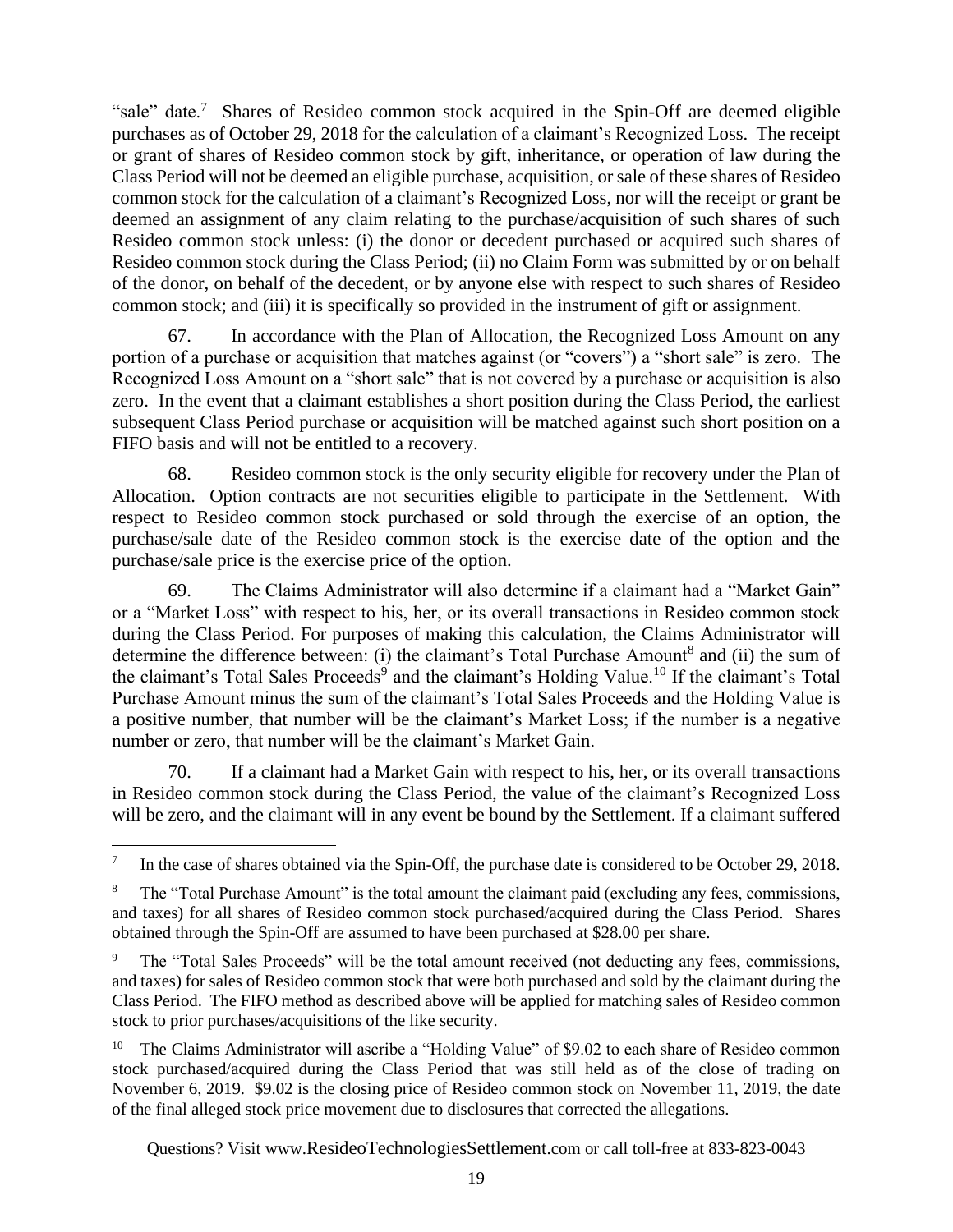"sale" date.[7] Shares of Resideo common stock acquired in the Spin-Off are deemed eligible purchases as of October 29, 2018 for the calculation of a claimant's Recognized Loss. The receipt or grant of shares of Resideo common stock by gift, inheritance, or operation of law during the Class Period will not be deemed an eligible purchase, acquisition, or sale of these shares of Resideo common stock for the calculation of a claimant's Recognized Loss, nor will the receipt or grant be deemed an assignment of any claim relating to the purchase/acquisition of such shares of such Resideo common stock unless: (i) the donor or decedent purchased or acquired such shares of Resideo common stock during the Class Period; (ii) no Claim Form was submitted by or on behalf of the donor, on behalf of the decedent, or by anyone else with respect to such shares of Resideo common stock; and (iii) it is specifically so provided in the instrument of gift or assignment.

67. In accordance with the Plan of Allocation, the Recognized Loss Amount on any portion of a purchase or acquisition that matches against (or "covers") a "short sale" is zero. The Recognized Loss Amount on a "short sale" that is not covered by a purchase or acquisition is also zero. In the event that a claimant establishes a short position during the Class Period, the earliest subsequent Class Period purchase or acquisition will be matched against such short position on a FIFO basis and will not be entitled to a recovery.

68. Resideo common stock is the only security eligible for recovery under the Plan of Allocation. Option contracts are not securities eligible to participate in the Settlement. With respect to Resideo common stock purchased or sold through the exercise of an option, the purchase/sale date of the Resideo common stock is the exercise date of the option and the purchase/sale price is the exercise price of the option.

69. The Claims Administrator will also determine if a claimant had a "Market Gain" or a "Market Loss" with respect to his, her, or its overall transactions in Resideo common stock during the Class Period. For purposes of making this calculation, the Claims Administrator will determine the difference between: (i) the claimant's Total Purchase Amount[8] and (ii) the sum of the claimant's Total Sales Proceeds[9] and the claimant's Holding Value.[10] If the claimant's Total Purchase Amount minus the sum of the claimant's Total Sales Proceeds and the Holding Value is a positive number, that number will be the claimant's Market Loss; if the number is a negative number or zero, that number will be the claimant's Market Gain.

70. If a claimant had a Market Gain with respect to his, her, or its overall transactions in Resideo common stock during the Class Period, the value of the claimant's Recognized Loss will be zero, and the claimant will in any event be bound by the Settlement. If a claimant suffered

---

[7] In the case of shares obtained via the Spin-Off, the purchase date is considered to be October 29, 2018.

[8] The "Total Purchase Amount" is the total amount the claimant paid (excluding any fees, commissions, and taxes) for all shares of Resideo common stock purchased/acquired during the Class Period. Shares obtained through the Spin-Off are assumed to have been purchased at $28.00 per share.

[9] The "Total Sales Proceeds" will be the total amount received (not deducting any fees, commissions, and taxes) for sales of Resideo common stock that were both purchased and sold by the claimant during the Class Period. The FIFO method as described above will be applied for matching sales of Resideo common stock to prior purchases/acquisitions of the like security.

[10] The Claims Administrator will ascribe a "Holding Value" of $9.02 to each share of Resideo common stock purchased/acquired during the Class Period that was still held as of the close of trading on November 6, 2019. $9.02 is the closing price of Resideo common stock on November 11, 2019, the date of the final alleged stock price movement due to disclosures that corrected the allegations.

Questions? Visit www.ResideoTechnologiesSettlement.com or call toll-free at 833-823-0043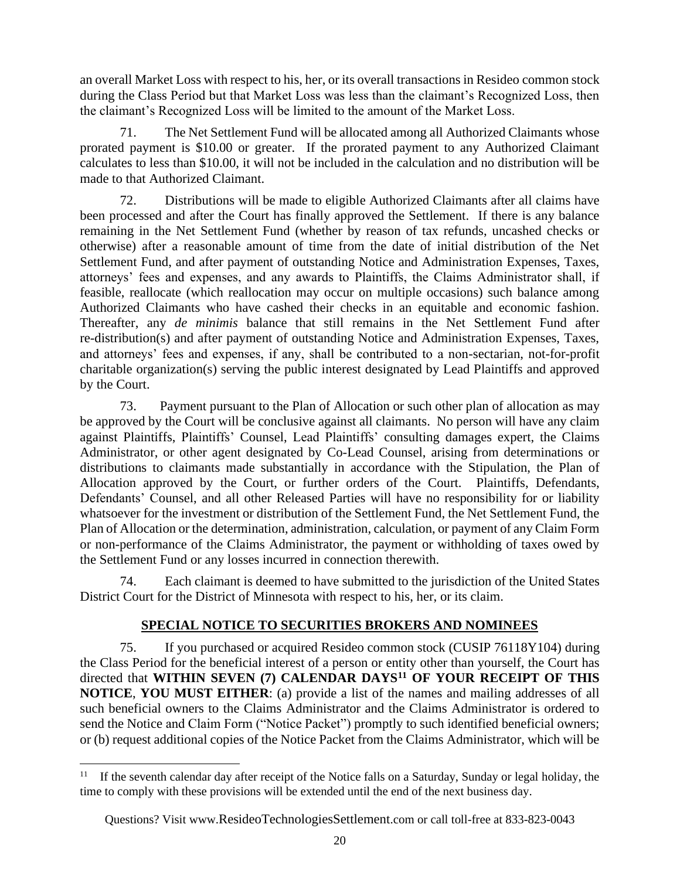an overall Market Loss with respect to his, her, or its overall transactions in Resideo common stock during the Class Period but that Market Loss was less than the claimant's Recognized Loss, then the claimant's Recognized Loss will be limited to the amount of the Market Loss.

71. The Net Settlement Fund will be allocated among all Authorized Claimants whose prorated payment is $10.00 or greater. If the prorated payment to any Authorized Claimant calculates to less than $10.00, it will not be included in the calculation and no distribution will be made to that Authorized Claimant.

72. Distributions will be made to eligible Authorized Claimants after all claims have been processed and after the Court has finally approved the Settlement. If there is any balance remaining in the Net Settlement Fund (whether by reason of tax refunds, uncashed checks or otherwise) after a reasonable amount of time from the date of initial distribution of the Net Settlement Fund, and after payment of outstanding Notice and Administration Expenses, Taxes, attorneys' fees and expenses, and any awards to Plaintiffs, the Claims Administrator shall, if feasible, reallocate (which reallocation may occur on multiple occasions) such balance among Authorized Claimants who have cashed their checks in an equitable and economic fashion. Thereafter, any *de minimis* balance that still remains in the Net Settlement Fund after re-distribution(s) and after payment of outstanding Notice and Administration Expenses, Taxes, and attorneys' fees and expenses, if any, shall be contributed to a non-sectarian, not-for-profit charitable organization(s) serving the public interest designated by Lead Plaintiffs and approved by the Court.

73. Payment pursuant to the Plan of Allocation or such other plan of allocation as may be approved by the Court will be conclusive against all claimants. No person will have any claim against Plaintiffs, Plaintiffs' Counsel, Lead Plaintiffs' consulting damages expert, the Claims Administrator, or other agent designated by Co-Lead Counsel, arising from determinations or distributions to claimants made substantially in accordance with the Stipulation, the Plan of Allocation approved by the Court, or further orders of the Court. Plaintiffs, Defendants, Defendants' Counsel, and all other Released Parties will have no responsibility for or liability whatsoever for the investment or distribution of the Settlement Fund, the Net Settlement Fund, the Plan of Allocation or the determination, administration, calculation, or payment of any Claim Form or non-performance of the Claims Administrator, the payment or withholding of taxes owed by the Settlement Fund or any losses incurred in connection therewith.

74. Each claimant is deemed to have submitted to the jurisdiction of the United States District Court for the District of Minnesota with respect to his, her, or its claim.

## SPECIAL NOTICE TO SECURITIES BROKERS AND NOMINEES

75. If you purchased or acquired Resideo common stock (CUSIP 76118Y104) during the Class Period for the beneficial interest of a person or entity other than yourself, the Court has directed that **WITHIN SEVEN (7) CALENDAR DAYS[11] OF YOUR RECEIPT OF THIS NOTICE**, **YOU MUST EITHER**: (a) provide a list of the names and mailing addresses of all such beneficial owners to the Claims Administrator and the Claims Administrator is ordered to send the Notice and Claim Form ("Notice Packet") promptly to such identified beneficial owners; or (b) request additional copies of the Notice Packet from the Claims Administrator, which will be

---

[11] If the seventh calendar day after receipt of the Notice falls on a Saturday, Sunday or legal holiday, the time to comply with these provisions will be extended until the end of the next business day.

Questions? Visit www.ResideoTechnologiesSettlement.com or call toll-free at 833-823-0043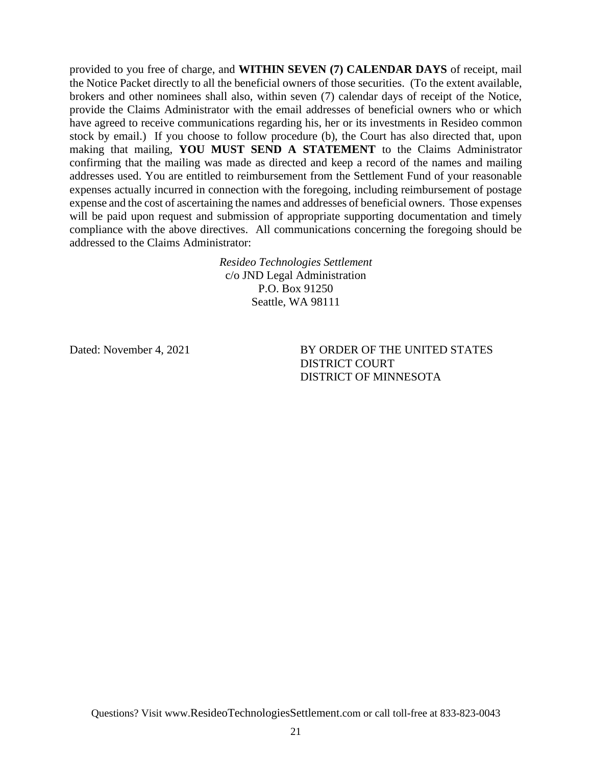provided to you free of charge, and **WITHIN SEVEN (7) CALENDAR DAYS** of receipt, mail the Notice Packet directly to all the beneficial owners of those securities. (To the extent available, brokers and other nominees shall also, within seven (7) calendar days of receipt of the Notice, provide the Claims Administrator with the email addresses of beneficial owners who or which have agreed to receive communications regarding his, her or its investments in Resideo common stock by email.) If you choose to follow procedure (b), the Court has also directed that, upon making that mailing, **YOU MUST SEND A STATEMENT** to the Claims Administrator confirming that the mailing was made as directed and keep a record of the names and mailing addresses used. You are entitled to reimbursement from the Settlement Fund of your reasonable expenses actually incurred in connection with the foregoing, including reimbursement of postage expense and the cost of ascertaining the names and addresses of beneficial owners. Those expenses will be paid upon request and submission of appropriate supporting documentation and timely compliance with the above directives. All communications concerning the foregoing should be addressed to the Claims Administrator:

*Resideo Technologies Settlement*
c/o JND Legal Administration
P.O. Box 91250
Seattle, WA 98111

Dated: November 4, 2021

BY ORDER OF THE UNITED STATES
DISTRICT COURT
DISTRICT OF MINNESOTA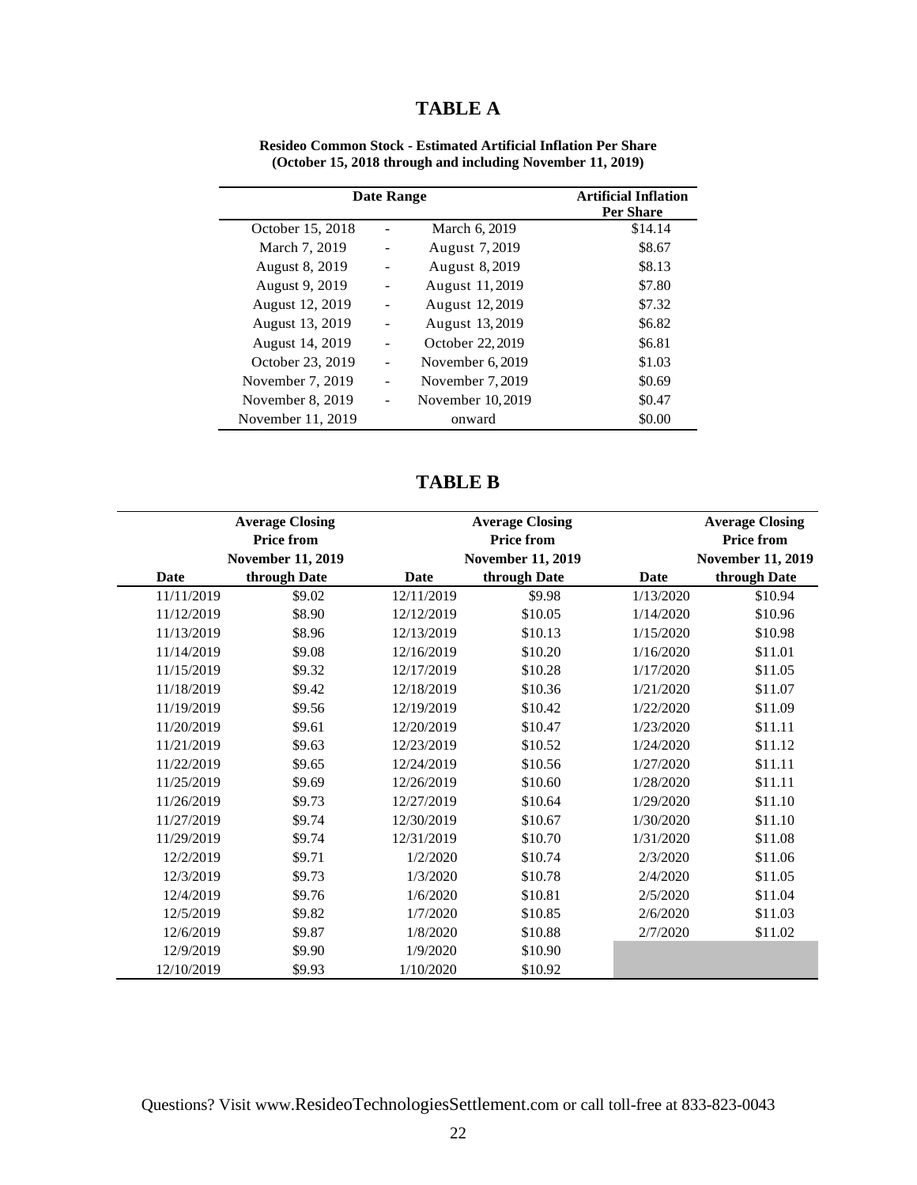# TABLE A

**Resideo Common Stock - Estimated Artificial Inflation Per Share**
**(October 15, 2018 through and including November 11, 2019)**

| Date Range | | | Artificial Inflation Per Share |
|---|---|---|---|
| October 15, 2018 | - | March 6, 2019 | $14.14 |
| March 7, 2019 | - | August 7, 2019 | $8.67 |
| August 8, 2019 | - | August 8, 2019 | $8.13 |
| August 9, 2019 | - | August 11, 2019 | $7.80 |
| August 12, 2019 | - | August 12, 2019 | $7.32 |
| August 13, 2019 | - | August 13, 2019 | $6.82 |
| August 14, 2019 | - | October 22, 2019 | $6.81 |
| October 23, 2019 | - | November 6, 2019 | $1.03 |
| November 7, 2019 | - | November 7, 2019 | $0.69 |
| November 8, 2019 | - | November 10, 2019 | $0.47 |
| November 11, 2019 | | onward | $0.00 |

# TABLE B

| Date | Average Closing Price from November 11, 2019 through Date | Date | Average Closing Price from November 11, 2019 through Date | Date | Average Closing Price from November 11, 2019 through Date |
|---|---|---|---|---|---|
| 11/11/2019 | $9.02 | 12/11/2019 | $9.98 | 1/13/2020 | $10.94 |
| 11/12/2019 | $8.90 | 12/12/2019 | $10.05 | 1/14/2020 | $10.96 |
| 11/13/2019 | $8.96 | 12/13/2019 | $10.13 | 1/15/2020 | $10.98 |
| 11/14/2019 | $9.08 | 12/16/2019 | $10.20 | 1/16/2020 | $11.01 |
| 11/15/2019 | $9.32 | 12/17/2019 | $10.28 | 1/17/2020 | $11.05 |
| 11/18/2019 | $9.42 | 12/18/2019 | $10.36 | 1/21/2020 | $11.07 |
| 11/19/2019 | $9.56 | 12/19/2019 | $10.42 | 1/22/2020 | $11.09 |
| 11/20/2019 | $9.61 | 12/20/2019 | $10.47 | 1/23/2020 | $11.11 |
| 11/21/2019 | $9.63 | 12/23/2019 | $10.52 | 1/24/2020 | $11.12 |
| 11/22/2019 | $9.65 | 12/24/2019 | $10.56 | 1/27/2020 | $11.11 |
| 11/25/2019 | $9.69 | 12/26/2019 | $10.60 | 1/28/2020 | $11.11 |
| 11/26/2019 | $9.73 | 12/27/2019 | $10.64 | 1/29/2020 | $11.10 |
| 11/27/2019 | $9.74 | 12/30/2019 | $10.67 | 1/30/2020 | $11.10 |
| 11/29/2019 | $9.74 | 12/31/2019 | $10.70 | 1/31/2020 | $11.08 |
| 12/2/2019 | $9.71 | 1/2/2020 | $10.74 | 2/3/2020 | $11.06 |
| 12/3/2019 | $9.73 | 1/3/2020 | $10.78 | 2/4/2020 | $11.05 |
| 12/4/2019 | $9.76 | 1/6/2020 | $10.81 | 2/5/2020 | $11.04 |
| 12/5/2019 | $9.82 | 1/7/2020 | $10.85 | 2/6/2020 | $11.03 |
| 12/6/2019 | $9.87 | 1/8/2020 | $10.88 | 2/7/2020 | $11.02 |
| 12/9/2019 | $9.90 | 1/9/2020 | $10.90 | | |
| 12/10/2019 | $9.93 | 1/10/2020 | $10.92 | | |

Questions? Visit www.ResideoTechnologiesSettlement.com or call toll-free at 833-823-0043